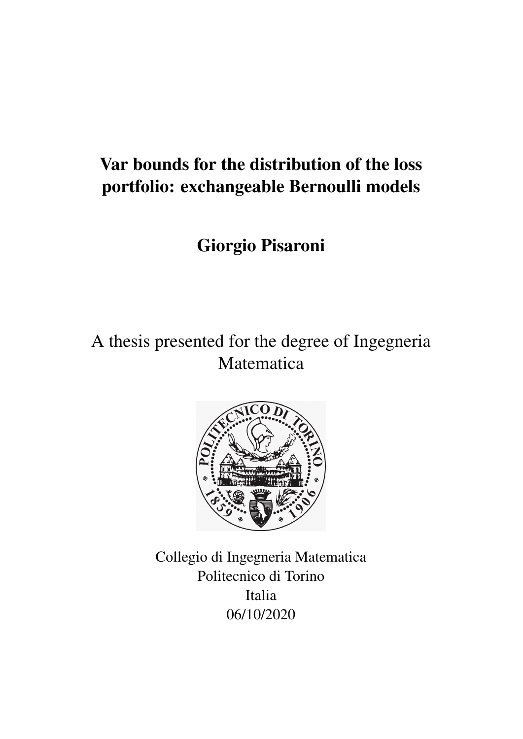# Var bounds for the distribution of the loss portfolio: exchangeable Bernoulli models

## Giorgio Pisaroni

A thesis presented for the degree of Ingegneria Matematica

Collegio di Ingegneria Matematica
Politecnico di Torino
Italia
06/10/2020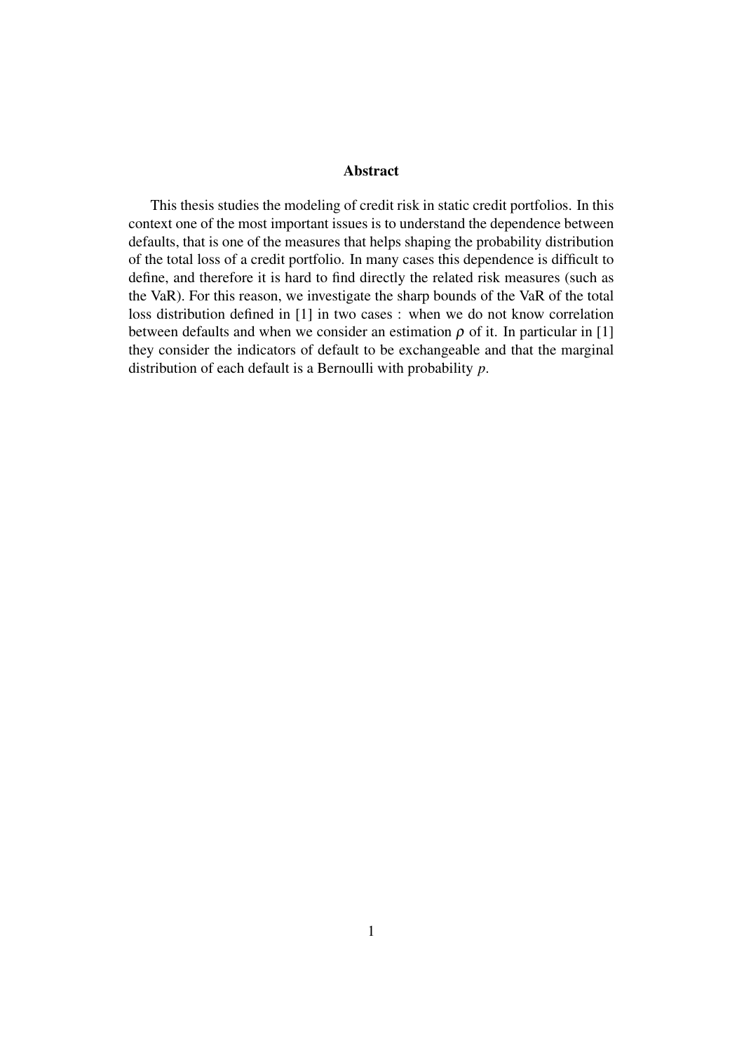## Abstract

This thesis studies the modeling of credit risk in static credit portfolios. In this context one of the most important issues is to understand the dependence between defaults, that is one of the measures that helps shaping the probability distribution of the total loss of a credit portfolio. In many cases this dependence is difficult to define, and therefore it is hard to find directly the related risk measures (such as the VaR). For this reason, we investigate the sharp bounds of the VaR of the total loss distribution defined in [1] in two cases : when we do not know correlation between defaults and when we consider an estimation $\rho$ of it. In particular in [1] they consider the indicators of default to be exchangeable and that the marginal distribution of each default is a Bernoulli with probability $p$.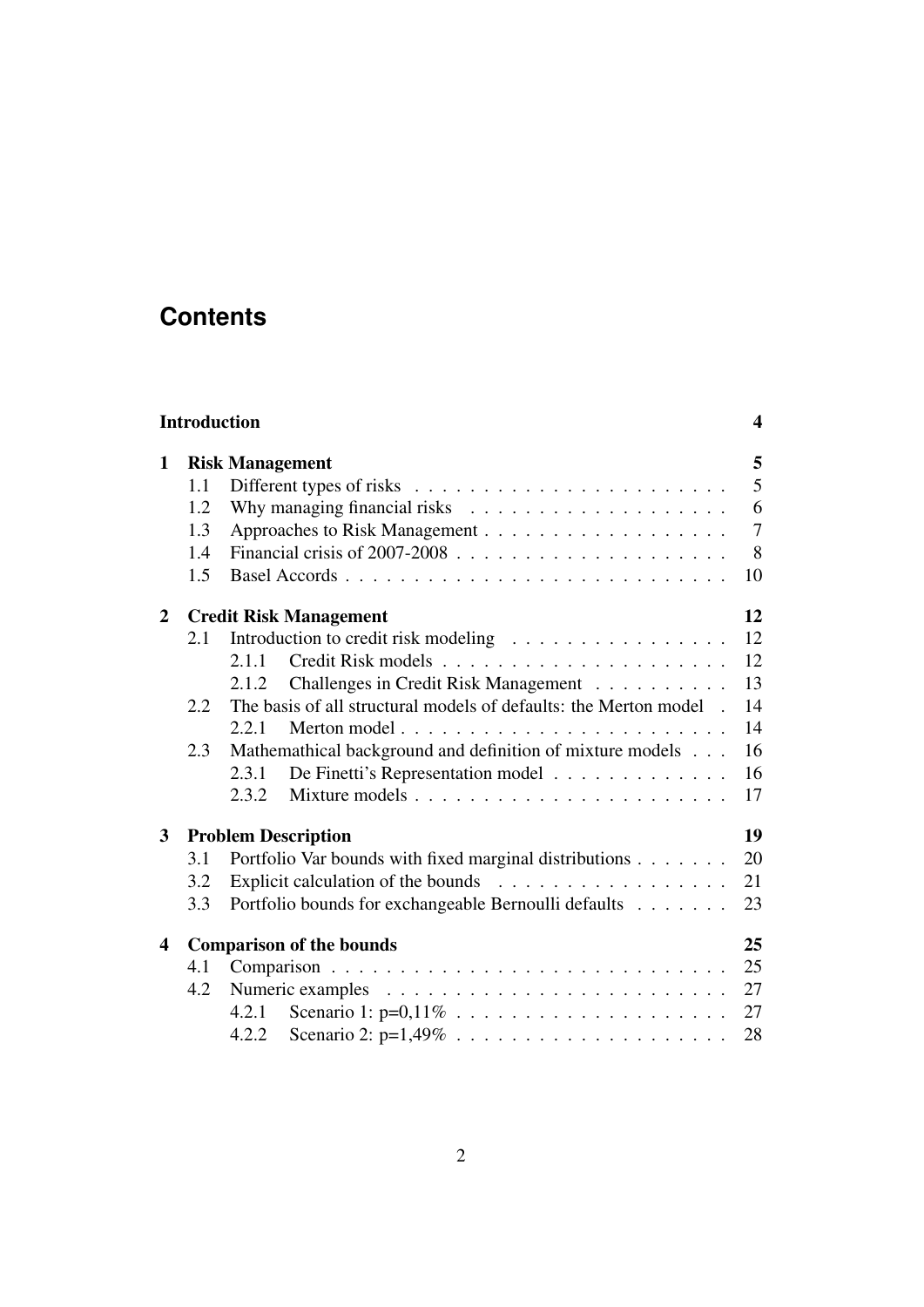# Contents

| | | |
|---|---|---|
| **Introduction** | | **4** |
| **1** | **Risk Management** | **5** |
| 1.1 | Different types of risks | 5 |
| 1.2 | Why managing financial risks | 6 |
| 1.3 | Approaches to Risk Management | 7 |
| 1.4 | Financial crisis of 2007-2008 | 8 |
| 1.5 | Basel Accords | 10 |
| **2** | **Credit Risk Management** | **12** |
| 2.1 | Introduction to credit risk modeling | 12 |
| 2.1.1 | Credit Risk models | 12 |
| 2.1.2 | Challenges in Credit Risk Management | 13 |
| 2.2 | The basis of all structural models of defaults: the Merton model | 14 |
| 2.2.1 | Merton model | 14 |
| 2.3 | Mathemathical background and definition of mixture models | 16 |
| 2.3.1 | De Finetti's Representation model | 16 |
| 2.3.2 | Mixture models | 17 |
| **3** | **Problem Description** | **19** |
| 3.1 | Portfolio Var bounds with fixed marginal distributions | 20 |
| 3.2 | Explicit calculation of the bounds | 21 |
| 3.3 | Portfolio bounds for exchangeable Bernoulli defaults | 23 |
| **4** | **Comparison of the bounds** | **25** |
| 4.1 | Comparison | 25 |
| 4.2 | Numeric examples | 27 |
| 4.2.1 | Scenario 1: p=0,11% | 27 |
| 4.2.2 | Scenario 2: p=1,49% | 28 |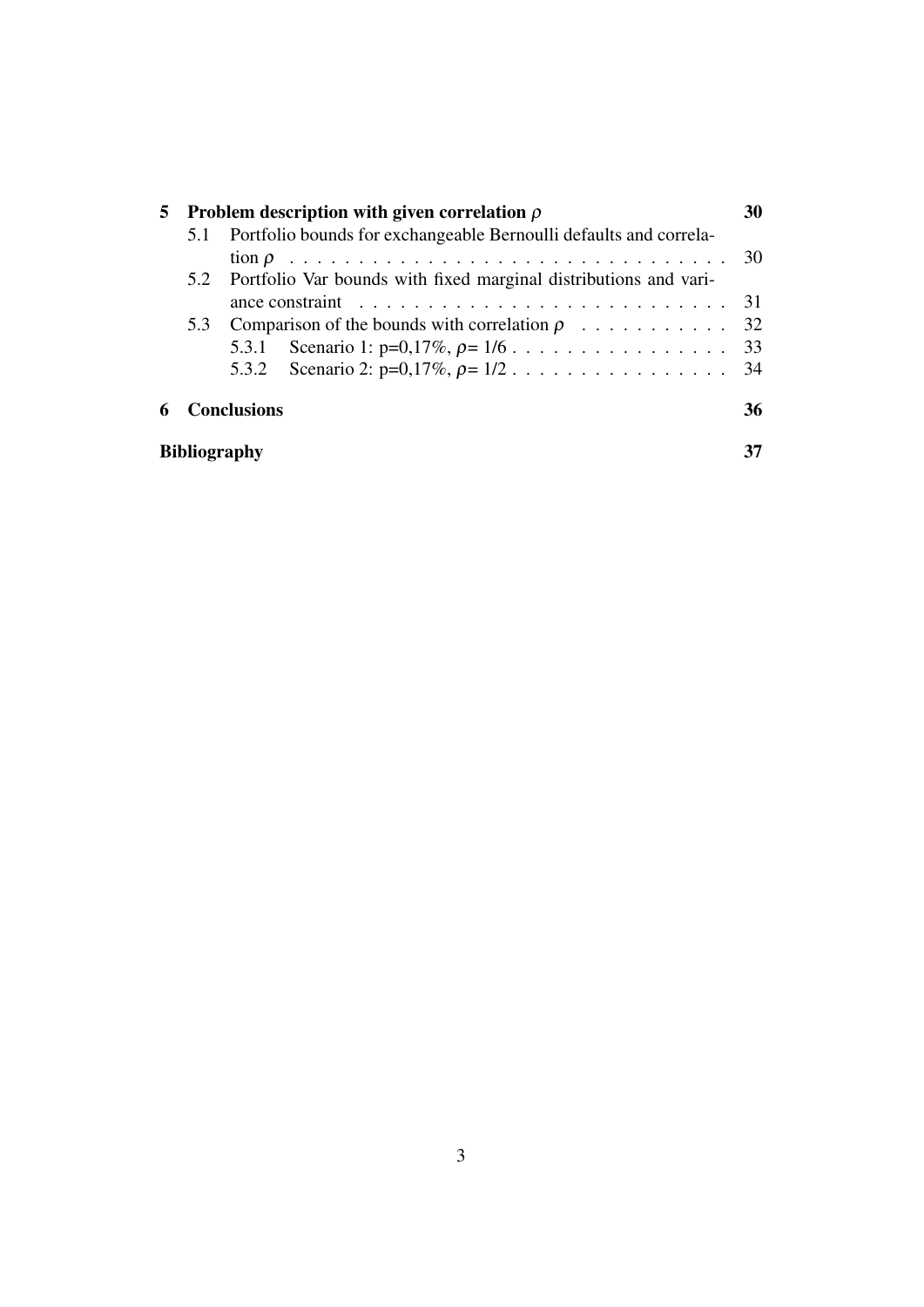- **5 Problem description with given correlation $\rho$** — 30
  - 5.1 Portfolio bounds for exchangeable Bernoulli defaults and correlation $\rho$ — 30
  - 5.2 Portfolio Var bounds with fixed marginal distributions and variance constraint — 31
  - 5.3 Comparison of the bounds with correlation $\rho$ — 32
    - 5.3.1 Scenario 1: p=0,17%, $\rho$= 1/6 — 33
    - 5.3.2 Scenario 2: p=0,17%, $\rho$= 1/2 — 34
- **6 Conclusions** — 36
- **Bibliography** — 37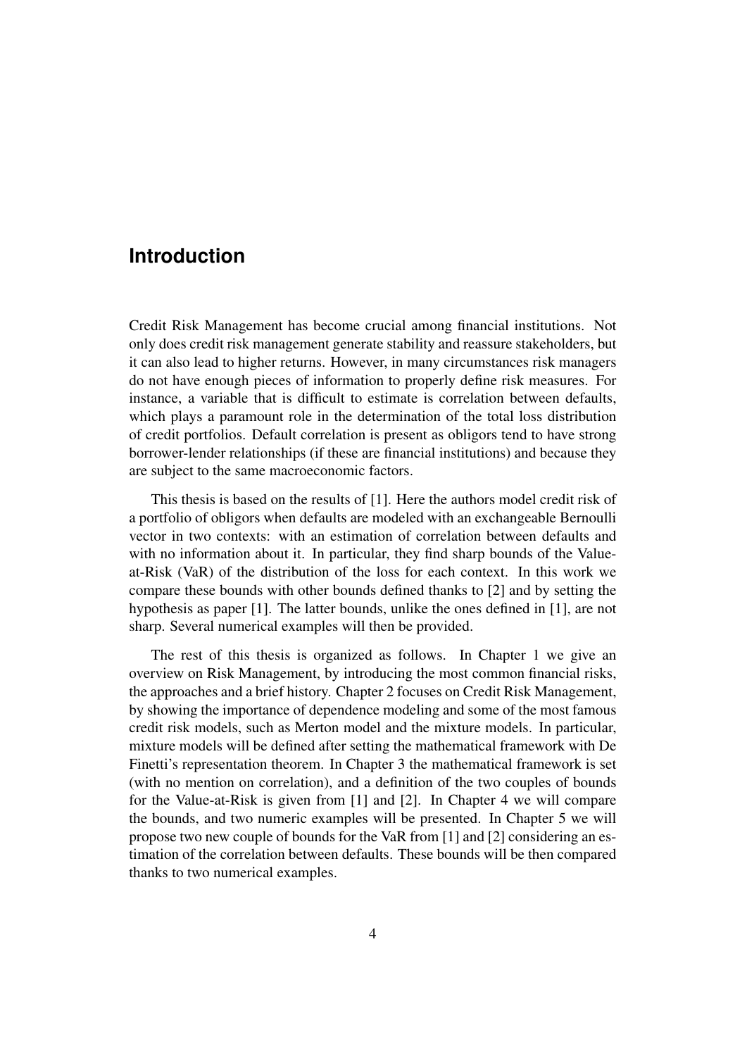# Introduction

Credit Risk Management has become crucial among financial institutions. Not only does credit risk management generate stability and reassure stakeholders, but it can also lead to higher returns. However, in many circumstances risk managers do not have enough pieces of information to properly define risk measures. For instance, a variable that is difficult to estimate is correlation between defaults, which plays a paramount role in the determination of the total loss distribution of credit portfolios. Default correlation is present as obligors tend to have strong borrower-lender relationships (if these are financial institutions) and because they are subject to the same macroeconomic factors.

This thesis is based on the results of [1]. Here the authors model credit risk of a portfolio of obligors when defaults are modeled with an exchangeable Bernoulli vector in two contexts: with an estimation of correlation between defaults and with no information about it. In particular, they find sharp bounds of the Value-at-Risk (VaR) of the distribution of the loss for each context. In this work we compare these bounds with other bounds defined thanks to [2] and by setting the hypothesis as paper [1]. The latter bounds, unlike the ones defined in [1], are not sharp. Several numerical examples will then be provided.

The rest of this thesis is organized as follows. In Chapter 1 we give an overview on Risk Management, by introducing the most common financial risks, the approaches and a brief history. Chapter 2 focuses on Credit Risk Management, by showing the importance of dependence modeling and some of the most famous credit risk models, such as Merton model and the mixture models. In particular, mixture models will be defined after setting the mathematical framework with De Finetti's representation theorem. In Chapter 3 the mathematical framework is set (with no mention on correlation), and a definition of the two couples of bounds for the Value-at-Risk is given from [1] and [2]. In Chapter 4 we will compare the bounds, and two numeric examples will be presented. In Chapter 5 we will propose two new couple of bounds for the VaR from [1] and [2] considering an estimation of the correlation between defaults. These bounds will be then compared thanks to two numerical examples.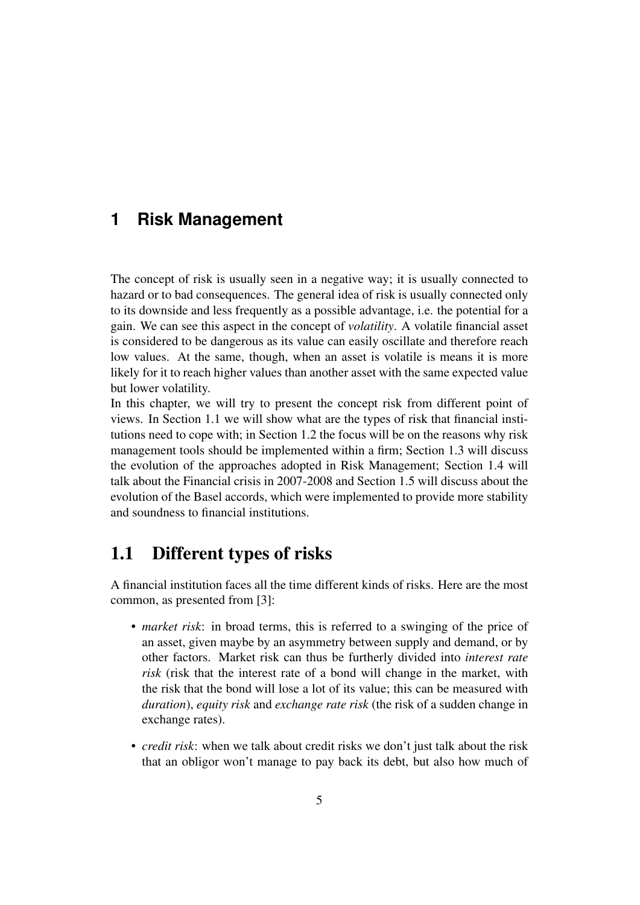# 1 Risk Management

The concept of risk is usually seen in a negative way; it is usually connected to hazard or to bad consequences. The general idea of risk is usually connected only to its downside and less frequently as a possible advantage, i.e. the potential for a gain. We can see this aspect in the concept of *volatility*. A volatile financial asset is considered to be dangerous as its value can easily oscillate and therefore reach low values. At the same, though, when an asset is volatile is means it is more likely for it to reach higher values than another asset with the same expected value but lower volatility.

In this chapter, we will try to present the concept risk from different point of views. In Section 1.1 we will show what are the types of risk that financial institutions need to cope with; in Section 1.2 the focus will be on the reasons why risk management tools should be implemented within a firm; Section 1.3 will discuss the evolution of the approaches adopted in Risk Management; Section 1.4 will talk about the Financial crisis in 2007-2008 and Section 1.5 will discuss about the evolution of the Basel accords, which were implemented to provide more stability and soundness to financial institutions.

## 1.1 Different types of risks

A financial institution faces all the time different kinds of risks. Here are the most common, as presented from [3]:

- *market risk*: in broad terms, this is referred to a swinging of the price of an asset, given maybe by an asymmetry between supply and demand, or by other factors. Market risk can thus be furtherly divided into *interest rate risk* (risk that the interest rate of a bond will change in the market, with the risk that the bond will lose a lot of its value; this can be measured with *duration*), *equity risk* and *exchange rate risk* (the risk of a sudden change in exchange rates).
- *credit risk*: when we talk about credit risks we don't just talk about the risk that an obligor won't manage to pay back its debt, but also how much of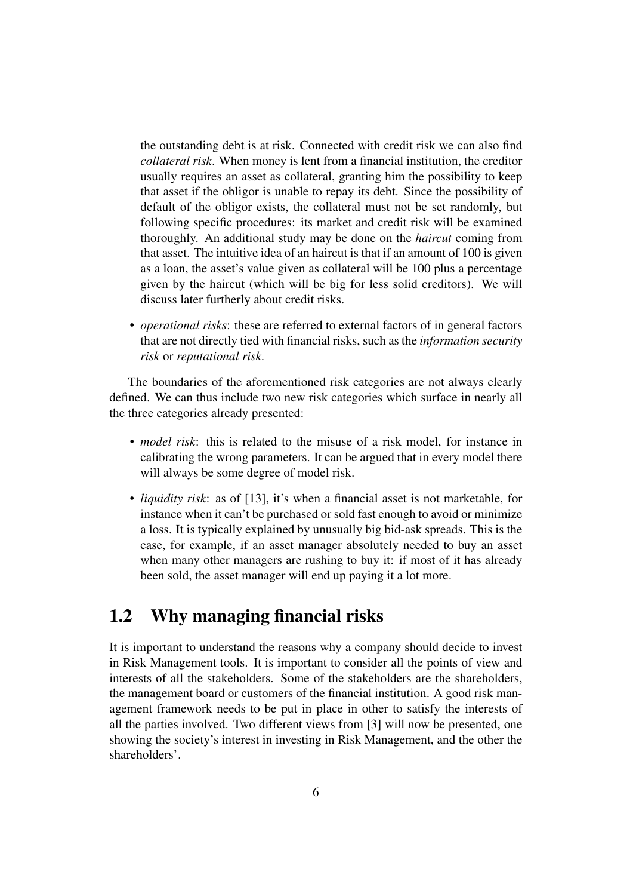the outstanding debt is at risk. Connected with credit risk we can also find *collateral risk*. When money is lent from a financial institution, the creditor usually requires an asset as collateral, granting him the possibility to keep that asset if the obligor is unable to repay its debt. Since the possibility of default of the obligor exists, the collateral must not be set randomly, but following specific procedures: its market and credit risk will be examined thoroughly. An additional study may be done on the *haircut* coming from that asset. The intuitive idea of an haircut is that if an amount of 100 is given as a loan, the asset's value given as collateral will be 100 plus a percentage given by the haircut (which will be big for less solid creditors). We will discuss later furtherly about credit risks.

- *operational risks*: these are referred to external factors of in general factors that are not directly tied with financial risks, such as the *information security risk* or *reputational risk*.

The boundaries of the aforementioned risk categories are not always clearly defined. We can thus include two new risk categories which surface in nearly all the three categories already presented:

- *model risk*: this is related to the misuse of a risk model, for instance in calibrating the wrong parameters. It can be argued that in every model there will always be some degree of model risk.
- *liquidity risk*: as of [13], it's when a financial asset is not marketable, for instance when it can't be purchased or sold fast enough to avoid or minimize a loss. It is typically explained by unusually big bid-ask spreads. This is the case, for example, if an asset manager absolutely needed to buy an asset when many other managers are rushing to buy it: if most of it has already been sold, the asset manager will end up paying it a lot more.

## 1.2 Why managing financial risks

It is important to understand the reasons why a company should decide to invest in Risk Management tools. It is important to consider all the points of view and interests of all the stakeholders. Some of the stakeholders are the shareholders, the management board or customers of the financial institution. A good risk management framework needs to be put in place in other to satisfy the interests of all the parties involved. Two different views from [3] will now be presented, one showing the society's interest in investing in Risk Management, and the other the shareholders'.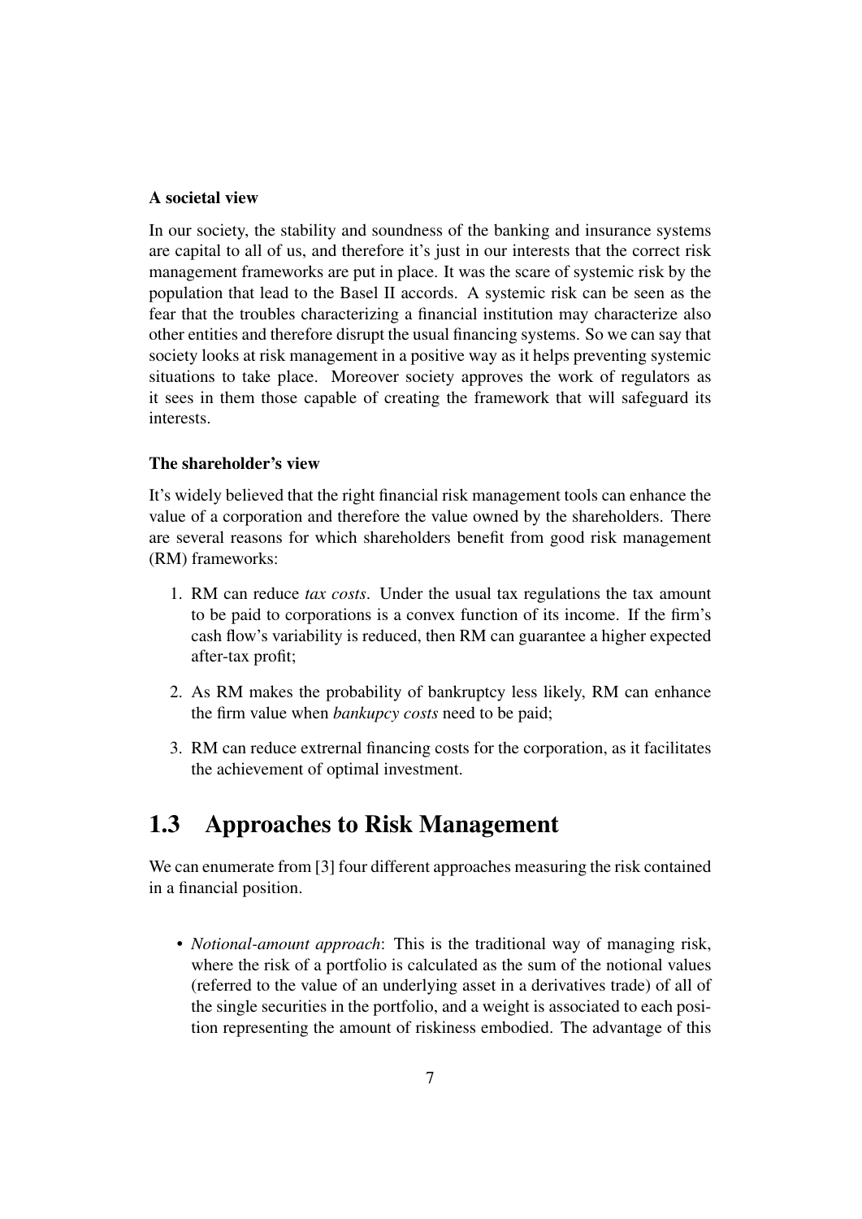**A societal view**

In our society, the stability and soundness of the banking and insurance systems are capital to all of us, and therefore it's just in our interests that the correct risk management frameworks are put in place. It was the scare of systemic risk by the population that lead to the Basel II accords. A systemic risk can be seen as the fear that the troubles characterizing a financial institution may characterize also other entities and therefore disrupt the usual financing systems. So we can say that society looks at risk management in a positive way as it helps preventing systemic situations to take place. Moreover society approves the work of regulators as it sees in them those capable of creating the framework that will safeguard its interests.

**The shareholder's view**

It's widely believed that the right financial risk management tools can enhance the value of a corporation and therefore the value owned by the shareholders. There are several reasons for which shareholders benefit from good risk management (RM) frameworks:

1. RM can reduce *tax costs*. Under the usual tax regulations the tax amount to be paid to corporations is a convex function of its income. If the firm's cash flow's variability is reduced, then RM can guarantee a higher expected after-tax profit;
2. As RM makes the probability of bankruptcy less likely, RM can enhance the firm value when *bankupcy costs* need to be paid;
3. RM can reduce extrernal financing costs for the corporation, as it facilitates the achievement of optimal investment.

## 1.3 Approaches to Risk Management

We can enumerate from [3] four different approaches measuring the risk contained in a financial position.

- *Notional-amount approach*: This is the traditional way of managing risk, where the risk of a portfolio is calculated as the sum of the notional values (referred to the value of an underlying asset in a derivatives trade) of all of the single securities in the portfolio, and a weight is associated to each position representing the amount of riskiness embodied. The advantage of this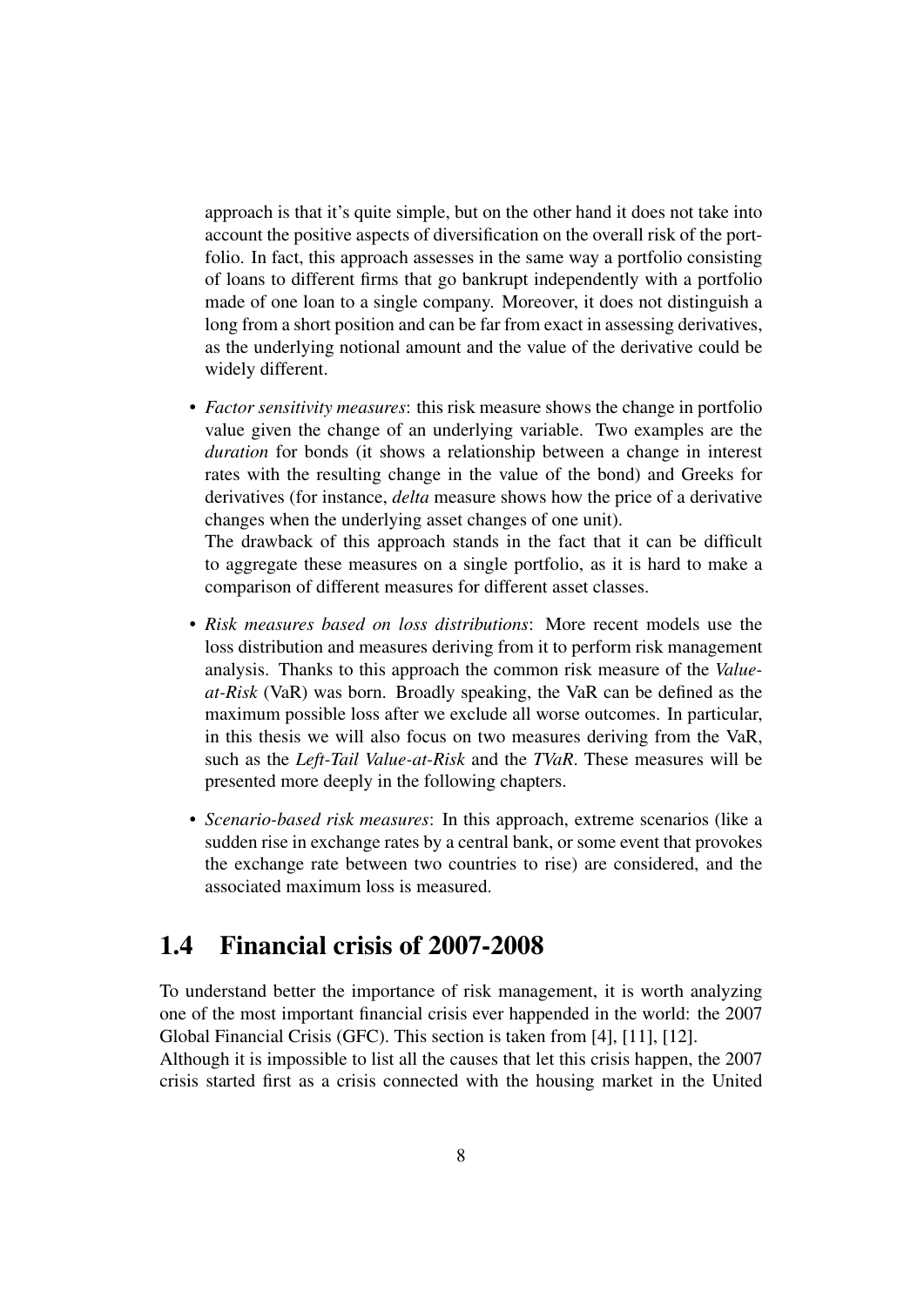approach is that it's quite simple, but on the other hand it does not take into account the positive aspects of diversification on the overall risk of the portfolio. In fact, this approach assesses in the same way a portfolio consisting of loans to different firms that go bankrupt independently with a portfolio made of one loan to a single company. Moreover, it does not distinguish a long from a short position and can be far from exact in assessing derivatives, as the underlying notional amount and the value of the derivative could be widely different.

- *Factor sensitivity measures*: this risk measure shows the change in portfolio value given the change of an underlying variable. Two examples are the *duration* for bonds (it shows a relationship between a change in interest rates with the resulting change in the value of the bond) and Greeks for derivatives (for instance, *delta* measure shows how the price of a derivative changes when the underlying asset changes of one unit).
  The drawback of this approach stands in the fact that it can be difficult to aggregate these measures on a single portfolio, as it is hard to make a comparison of different measures for different asset classes.
- *Risk measures based on loss distributions*: More recent models use the loss distribution and measures deriving from it to perform risk management analysis. Thanks to this approach the common risk measure of the *Value-at-Risk* (VaR) was born. Broadly speaking, the VaR can be defined as the maximum possible loss after we exclude all worse outcomes. In particular, in this thesis we will also focus on two measures deriving from the VaR, such as the *Left-Tail Value-at-Risk* and the *TVaR*. These measures will be presented more deeply in the following chapters.
- *Scenario-based risk measures*: In this approach, extreme scenarios (like a sudden rise in exchange rates by a central bank, or some event that provokes the exchange rate between two countries to rise) are considered, and the associated maximum loss is measured.

## 1.4 Financial crisis of 2007-2008

To understand better the importance of risk management, it is worth analyzing one of the most important financial crisis ever happended in the world: the 2007 Global Financial Crisis (GFC). This section is taken from [4], [11], [12].
Although it is impossible to list all the causes that let this crisis happen, the 2007 crisis started first as a crisis connected with the housing market in the United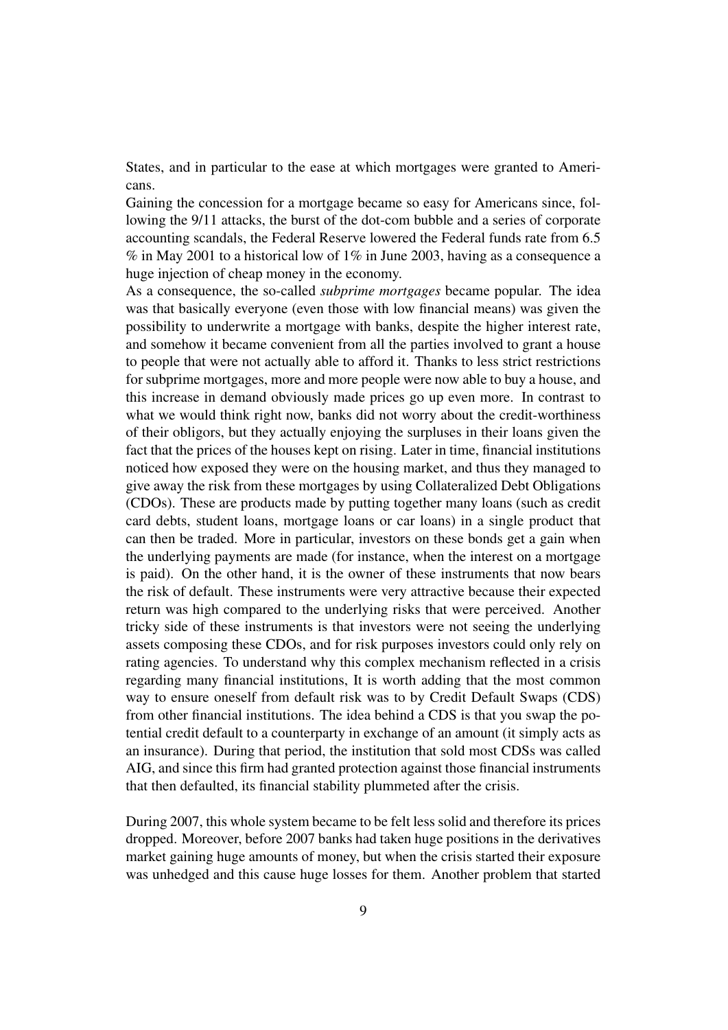States, and in particular to the ease at which mortgages were granted to Americans.

Gaining the concession for a mortgage became so easy for Americans since, following the 9/11 attacks, the burst of the dot-com bubble and a series of corporate accounting scandals, the Federal Reserve lowered the Federal funds rate from 6.5 % in May 2001 to a historical low of 1% in June 2003, having as a consequence a huge injection of cheap money in the economy.

As a consequence, the so-called *subprime mortgages* became popular. The idea was that basically everyone (even those with low financial means) was given the possibility to underwrite a mortgage with banks, despite the higher interest rate, and somehow it became convenient from all the parties involved to grant a house to people that were not actually able to afford it. Thanks to less strict restrictions for subprime mortgages, more and more people were now able to buy a house, and this increase in demand obviously made prices go up even more. In contrast to what we would think right now, banks did not worry about the credit-worthiness of their obligors, but they actually enjoying the surpluses in their loans given the fact that the prices of the houses kept on rising. Later in time, financial institutions noticed how exposed they were on the housing market, and thus they managed to give away the risk from these mortgages by using Collateralized Debt Obligations (CDOs). These are products made by putting together many loans (such as credit card debts, student loans, mortgage loans or car loans) in a single product that can then be traded. More in particular, investors on these bonds get a gain when the underlying payments are made (for instance, when the interest on a mortgage is paid). On the other hand, it is the owner of these instruments that now bears the risk of default. These instruments were very attractive because their expected return was high compared to the underlying risks that were perceived. Another tricky side of these instruments is that investors were not seeing the underlying assets composing these CDOs, and for risk purposes investors could only rely on rating agencies. To understand why this complex mechanism reflected in a crisis regarding many financial institutions, It is worth adding that the most common way to ensure oneself from default risk was to by Credit Default Swaps (CDS) from other financial institutions. The idea behind a CDS is that you swap the potential credit default to a counterparty in exchange of an amount (it simply acts as an insurance). During that period, the institution that sold most CDSs was called AIG, and since this firm had granted protection against those financial instruments that then defaulted, its financial stability plummeted after the crisis.

During 2007, this whole system became to be felt less solid and therefore its prices dropped. Moreover, before 2007 banks had taken huge positions in the derivatives market gaining huge amounts of money, but when the crisis started their exposure was unhedged and this cause huge losses for them. Another problem that started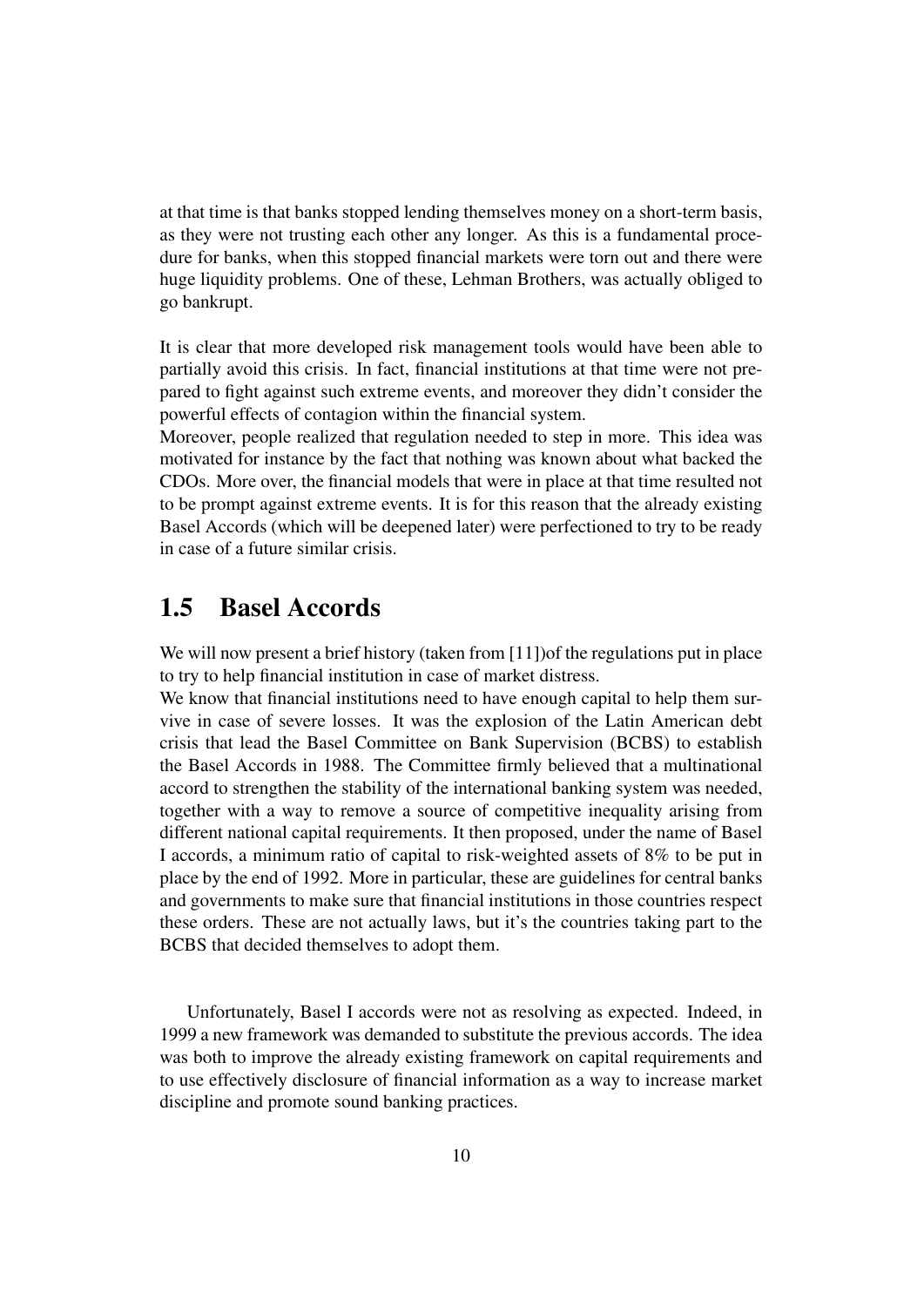at that time is that banks stopped lending themselves money on a short-term basis, as they were not trusting each other any longer. As this is a fundamental procedure for banks, when this stopped financial markets were torn out and there were huge liquidity problems. One of these, Lehman Brothers, was actually obliged to go bankrupt.

It is clear that more developed risk management tools would have been able to partially avoid this crisis. In fact, financial institutions at that time were not prepared to fight against such extreme events, and moreover they didn't consider the powerful effects of contagion within the financial system.
Moreover, people realized that regulation needed to step in more. This idea was motivated for instance by the fact that nothing was known about what backed the CDOs. More over, the financial models that were in place at that time resulted not to be prompt against extreme events. It is for this reason that the already existing Basel Accords (which will be deepened later) were perfectioned to try to be ready in case of a future similar crisis.

## 1.5 Basel Accords

We will now present a brief history (taken from [11])of the regulations put in place to try to help financial institution in case of market distress.
We know that financial institutions need to have enough capital to help them survive in case of severe losses. It was the explosion of the Latin American debt crisis that lead the Basel Committee on Bank Supervision (BCBS) to establish the Basel Accords in 1988. The Committee firmly believed that a multinational accord to strengthen the stability of the international banking system was needed, together with a way to remove a source of competitive inequality arising from different national capital requirements. It then proposed, under the name of Basel I accords, a minimum ratio of capital to risk-weighted assets of 8% to be put in place by the end of 1992. More in particular, these are guidelines for central banks and governments to make sure that financial institutions in those countries respect these orders. These are not actually laws, but it's the countries taking part to the BCBS that decided themselves to adopt them.

Unfortunately, Basel I accords were not as resolving as expected. Indeed, in 1999 a new framework was demanded to substitute the previous accords. The idea was both to improve the already existing framework on capital requirements and to use effectively disclosure of financial information as a way to increase market discipline and promote sound banking practices.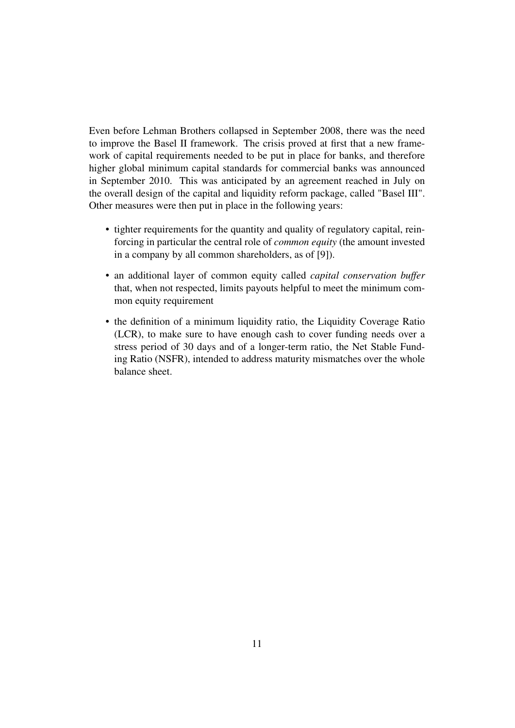Even before Lehman Brothers collapsed in September 2008, there was the need to improve the Basel II framework. The crisis proved at first that a new framework of capital requirements needed to be put in place for banks, and therefore higher global minimum capital standards for commercial banks was announced in September 2010. This was anticipated by an agreement reached in July on the overall design of the capital and liquidity reform package, called "Basel III". Other measures were then put in place in the following years:

- tighter requirements for the quantity and quality of regulatory capital, reinforcing in particular the central role of *common equity* (the amount invested in a company by all common shareholders, as of [9]).
- an additional layer of common equity called *capital conservation buffer* that, when not respected, limits payouts helpful to meet the minimum common equity requirement
- the definition of a minimum liquidity ratio, the Liquidity Coverage Ratio (LCR), to make sure to have enough cash to cover funding needs over a stress period of 30 days and of a longer-term ratio, the Net Stable Funding Ratio (NSFR), intended to address maturity mismatches over the whole balance sheet.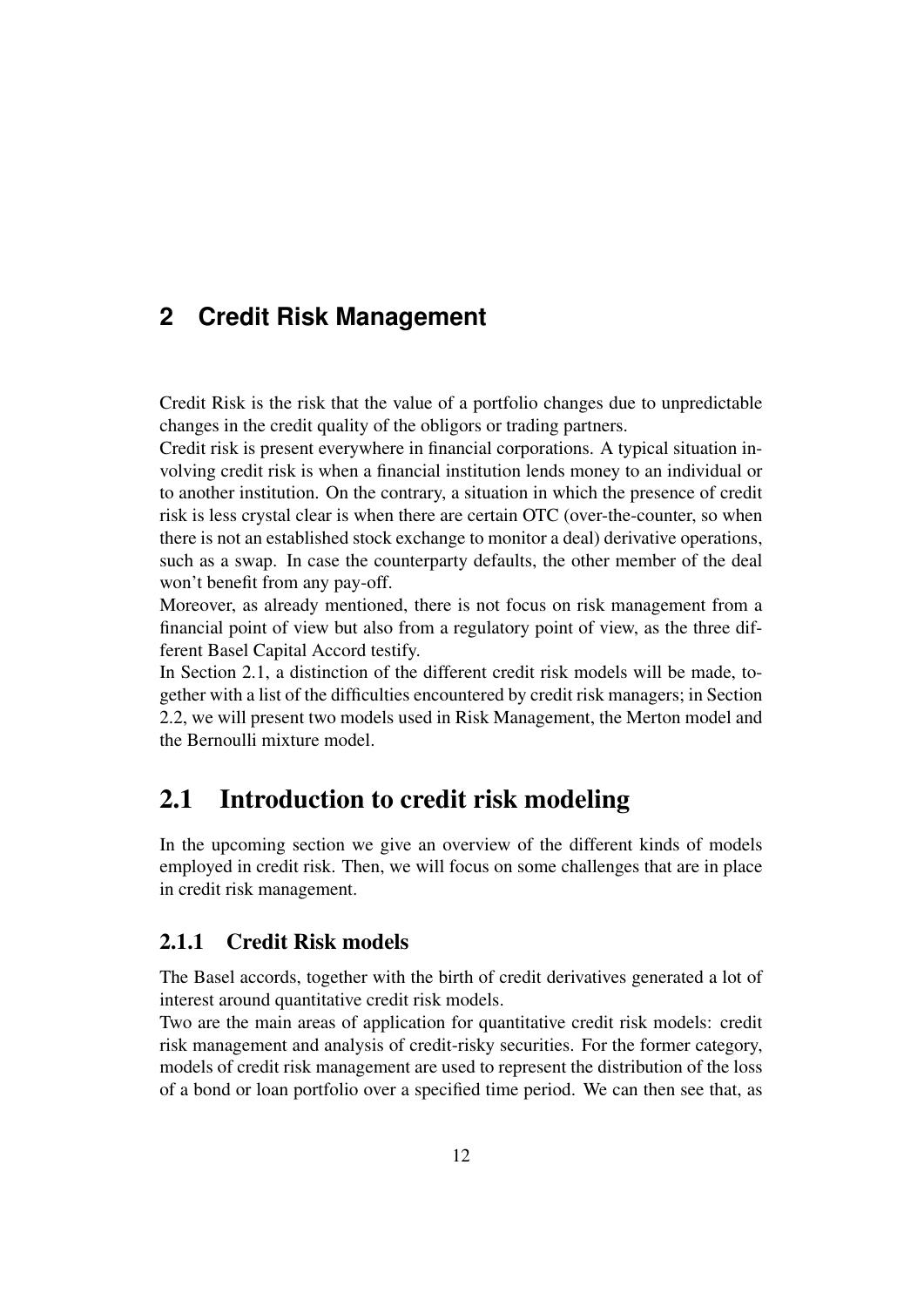# 2 Credit Risk Management

Credit Risk is the risk that the value of a portfolio changes due to unpredictable changes in the credit quality of the obligors or trading partners.
Credit risk is present everywhere in financial corporations. A typical situation involving credit risk is when a financial institution lends money to an individual or to another institution. On the contrary, a situation in which the presence of credit risk is less crystal clear is when there are certain OTC (over-the-counter, so when there is not an established stock exchange to monitor a deal) derivative operations, such as a swap. In case the counterparty defaults, the other member of the deal won't benefit from any pay-off.
Moreover, as already mentioned, there is not focus on risk management from a financial point of view but also from a regulatory point of view, as the three different Basel Capital Accord testify.
In Section 2.1, a distinction of the different credit risk models will be made, together with a list of the difficulties encountered by credit risk managers; in Section 2.2, we will present two models used in Risk Management, the Merton model and the Bernoulli mixture model.

## 2.1 Introduction to credit risk modeling

In the upcoming section we give an overview of the different kinds of models employed in credit risk. Then, we will focus on some challenges that are in place in credit risk management.

### 2.1.1 Credit Risk models

The Basel accords, together with the birth of credit derivatives generated a lot of interest around quantitative credit risk models.
Two are the main areas of application for quantitative credit risk models: credit risk management and analysis of credit-risky securities. For the former category, models of credit risk management are used to represent the distribution of the loss of a bond or loan portfolio over a specified time period. We can then see that, as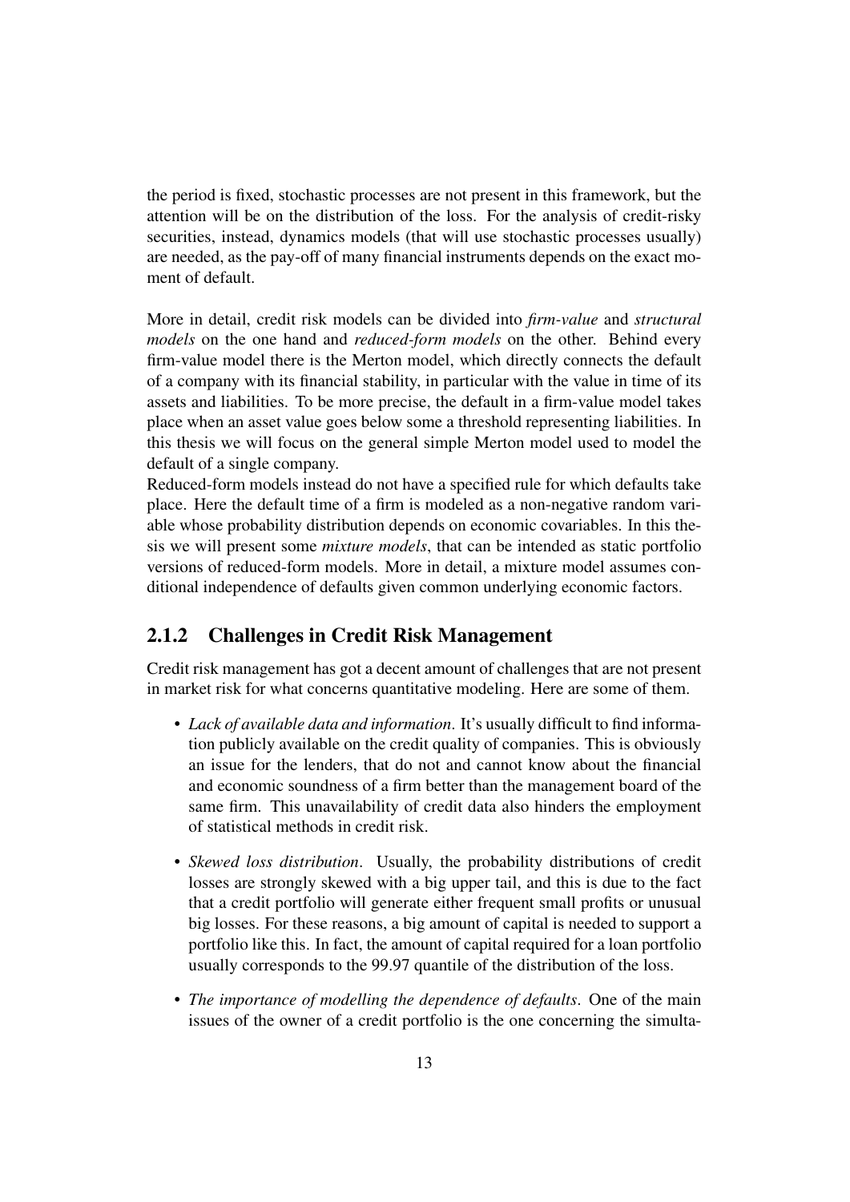the period is fixed, stochastic processes are not present in this framework, but the attention will be on the distribution of the loss. For the analysis of credit-risky securities, instead, dynamics models (that will use stochastic processes usually) are needed, as the pay-off of many financial instruments depends on the exact moment of default.

More in detail, credit risk models can be divided into *firm-value* and *structural models* on the one hand and *reduced-form models* on the other. Behind every firm-value model there is the Merton model, which directly connects the default of a company with its financial stability, in particular with the value in time of its assets and liabilities. To be more precise, the default in a firm-value model takes place when an asset value goes below some a threshold representing liabilities. In this thesis we will focus on the general simple Merton model used to model the default of a single company.

Reduced-form models instead do not have a specified rule for which defaults take place. Here the default time of a firm is modeled as a non-negative random variable whose probability distribution depends on economic covariables. In this thesis we will present some *mixture models*, that can be intended as static portfolio versions of reduced-form models. More in detail, a mixture model assumes conditional independence of defaults given common underlying economic factors.

### 2.1.2 Challenges in Credit Risk Management

Credit risk management has got a decent amount of challenges that are not present in market risk for what concerns quantitative modeling. Here are some of them.

- *Lack of available data and information*. It's usually difficult to find information publicly available on the credit quality of companies. This is obviously an issue for the lenders, that do not and cannot know about the financial and economic soundness of a firm better than the management board of the same firm. This unavailability of credit data also hinders the employment of statistical methods in credit risk.
- *Skewed loss distribution*. Usually, the probability distributions of credit losses are strongly skewed with a big upper tail, and this is due to the fact that a credit portfolio will generate either frequent small profits or unusual big losses. For these reasons, a big amount of capital is needed to support a portfolio like this. In fact, the amount of capital required for a loan portfolio usually corresponds to the 99.97 quantile of the distribution of the loss.
- *The importance of modelling the dependence of defaults*. One of the main issues of the owner of a credit portfolio is the one concerning the simulta-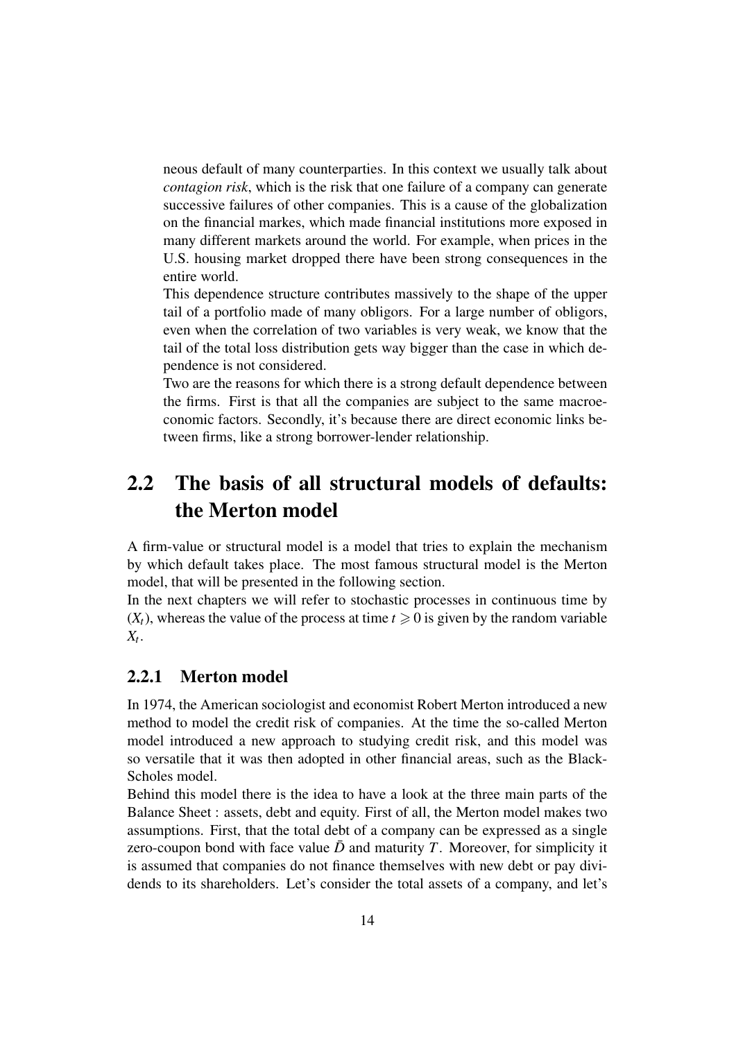neous default of many counterparties. In this context we usually talk about *contagion risk*, which is the risk that one failure of a company can generate successive failures of other companies. This is a cause of the globalization on the financial markes, which made financial institutions more exposed in many different markets around the world. For example, when prices in the U.S. housing market dropped there have been strong consequences in the entire world.
This dependence structure contributes massively to the shape of the upper tail of a portfolio made of many obligors. For a large number of obligors, even when the correlation of two variables is very weak, we know that the tail of the total loss distribution gets way bigger than the case in which dependence is not considered.
Two are the reasons for which there is a strong default dependence between the firms. First is that all the companies are subject to the same macroeconomic factors. Secondly, it's because there are direct economic links between firms, like a strong borrower-lender relationship.

## 2.2 The basis of all structural models of defaults: the Merton model

A firm-value or structural model is a model that tries to explain the mechanism by which default takes place. The most famous structural model is the Merton model, that will be presented in the following section.
In the next chapters we will refer to stochastic processes in continuous time by $(X_t)$, whereas the value of the process at time $t \geqslant 0$ is given by the random variable $X_t$.

### 2.2.1 Merton model

In 1974, the American sociologist and economist Robert Merton introduced a new method to model the credit risk of companies. At the time the so-called Merton model introduced a new approach to studying credit risk, and this model was so versatile that it was then adopted in other financial areas, such as the Black-Scholes model.
Behind this model there is the idea to have a look at the three main parts of the Balance Sheet : assets, debt and equity. First of all, the Merton model makes two assumptions. First, that the total debt of a company can be expressed as a single zero-coupon bond with face value $\bar{D}$ and maturity $T$. Moreover, for simplicity it is assumed that companies do not finance themselves with new debt or pay dividends to its shareholders. Let's consider the total assets of a company, and let's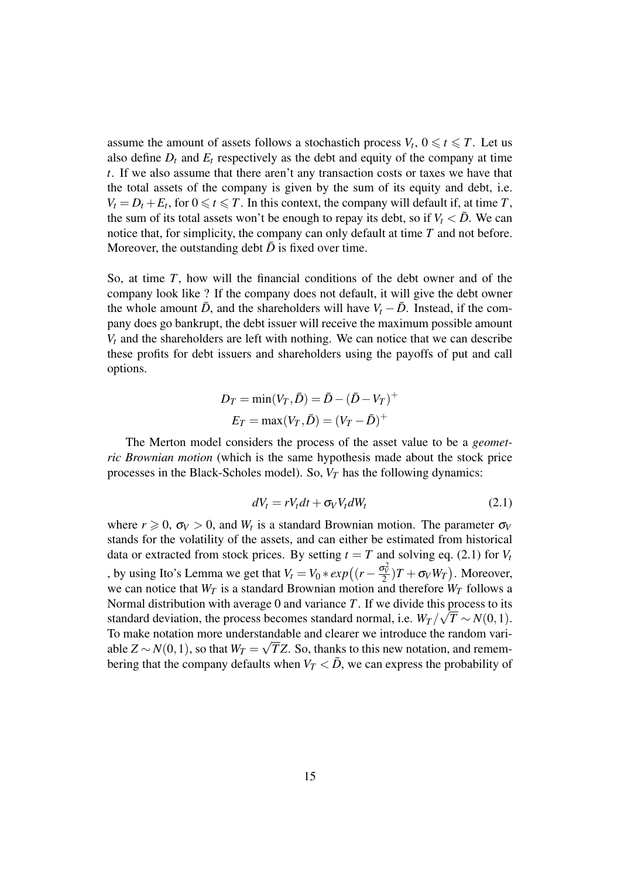assume the amount of assets follows a stochastich process $V_t$, $0 \leqslant t \leqslant T$. Let us also define $D_t$ and $E_t$ respectively as the debt and equity of the company at time $t$. If we also assume that there aren't any transaction costs or taxes we have that the total assets of the company is given by the sum of its equity and debt, i.e. $V_t = D_t + E_t$, for $0 \leqslant t \leqslant T$. In this context, the company will default if, at time $T$, the sum of its total assets won't be enough to repay its debt, so if $V_t < \bar{D}$. We can notice that, for simplicity, the company can only default at time $T$ and not before. Moreover, the outstanding debt $\bar{D}$ is fixed over time.

So, at time $T$, how will the financial conditions of the debt owner and of the company look like ? If the company does not default, it will give the debt owner the whole amount $\bar{D}$, and the shareholders will have $V_t - \bar{D}$. Instead, if the company does go bankrupt, the debt issuer will receive the maximum possible amount $V_t$ and the shareholders are left with nothing. We can notice that we can describe these profits for debt issuers and shareholders using the payoffs of put and call options.

$$D_T = \min(V_T, \bar{D}) = \bar{D} - (\bar{D} - V_T)^+$$

$$E_T = \max(V_T, \bar{D}) = (V_T - \bar{D})^+$$

The Merton model considers the process of the asset value to be a *geometric Brownian motion* (which is the same hypothesis made about the stock price processes in the Black-Scholes model). So, $V_T$ has the following dynamics:

$$dV_t = rV_t dt + \sigma_V V_t dW_t \tag{2.1}$$

where $r \geqslant 0$, $\sigma_V > 0$, and $W_t$ is a standard Brownian motion. The parameter $\sigma_V$ stands for the volatility of the assets, and can either be estimated from historical data or extracted from stock prices. By setting $t = T$ and solving eq. (2.1) for $V_t$ , by using Ito's Lemma we get that $V_t = V_0 * exp\big((r - \frac{\sigma_V^2}{2})T + \sigma_V W_T\big)$. Moreover, we can notice that $W_T$ is a standard Brownian motion and therefore $W_T$ follows a Normal distribution with average 0 and variance $T$. If we divide this process to its standard deviation, the process becomes standard normal, i.e. $W_T/\sqrt{T} \sim N(0,1)$. To make notation more understandable and clearer we introduce the random variable $Z \sim N(0,1)$, so that $W_T = \sqrt{T}Z$. So, thanks to this new notation, and remembering that the company defaults when $V_T < \bar{D}$, we can express the probability of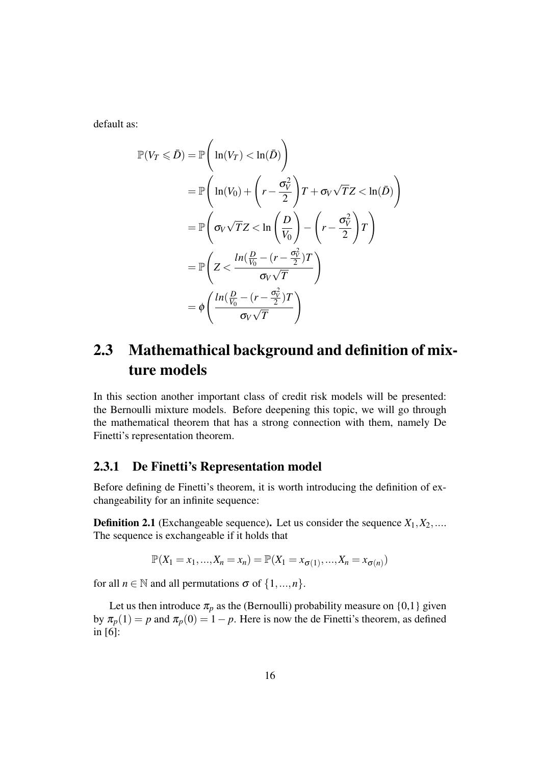default as:

$$
\begin{aligned}
\mathbb{P}(V_T \leqslant \bar{D}) &= \mathbb{P}\left( \ln(V_T) < \ln(\bar{D}) \right) \\
&= \mathbb{P}\left( \ln(V_0) + \left( r - \frac{\sigma_V^2}{2} \right) T + \sigma_V \sqrt{T} Z < \ln(\bar{D}) \right) \\
&= \mathbb{P}\left( \sigma_V \sqrt{T} Z < \ln\left( \frac{D}{V_0} \right) - \left( r - \frac{\sigma_V^2}{2} \right) T \right) \\
&= \mathbb{P}\left( Z < \frac{ln(\frac{D}{V_0} - (r - \frac{\sigma_V^2}{2})T}{\sigma_V \sqrt{T}} \right) \\
&= \phi\left( \frac{ln(\frac{D}{V_0} - (r - \frac{\sigma_V^2}{2})T}{\sigma_V \sqrt{T}} \right)
\end{aligned}
$$

## 2.3 Mathemathical background and definition of mixture models

In this section another important class of credit risk models will be presented: the Bernoulli mixture models. Before deepening this topic, we will go through the mathematical theorem that has a strong connection with them, namely De Finetti's representation theorem.

### 2.3.1 De Finetti's Representation model

Before defining de Finetti's theorem, it is worth introducing the definition of exchangeability for an infinite sequence:

**Definition 2.1** (Exchangeable sequence)**.** Let us consider the sequence $X_1, X_2, ...$. The sequence is exchangeable if it holds that

$$
\mathbb{P}(X_1 = x_1, ..., X_n = x_n) = \mathbb{P}(X_1 = x_{\sigma(1)}, ..., X_n = x_{\sigma(n)})
$$

for all $n \in \mathbb{N}$ and all permutations $\sigma$ of $\{1, ..., n\}$.

Let us then introduce $\pi_p$ as the (Bernoulli) probability measure on {0,1} given by $\pi_p(1) = p$ and $\pi_p(0) = 1 - p$. Here is now the de Finetti's theorem, as defined in [6]: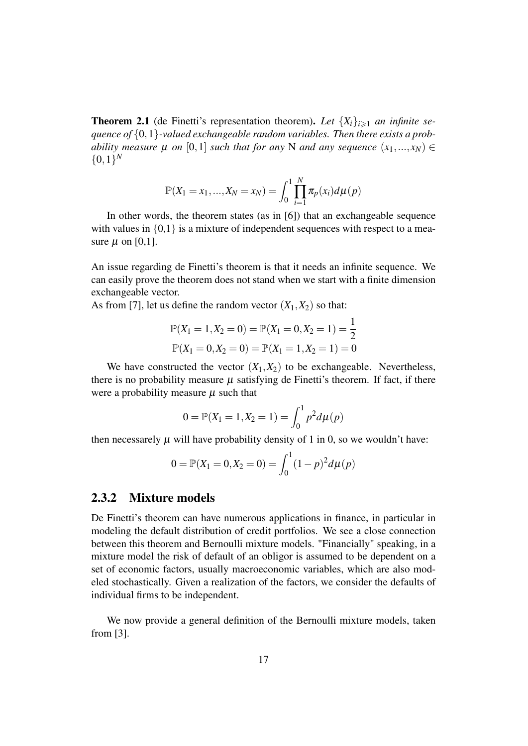**Theorem 2.1** (de Finetti's representation theorem)**.** *Let $\{X_i\}_{i \geqslant 1}$ an infinite sequence of $\{0,1\}$-valued exchangeable random variables. Then there exists a probability measure $\mu$ on $[0,1]$ such that for any* N *and any sequence $(x_1,...,x_N) \in \{0,1\}^N$*

$$\mathbb{P}(X_1 = x_1,...,X_N = x_N) = \int_0^1 \prod_{i=1}^{N} \pi_p(x_i) d\mu(p)$$

In other words, the theorem states (as in [6]) that an exchangeable sequence with values in {0,1} is a mixture of independent sequences with respect to a measure $\mu$ on [0,1].

An issue regarding de Finetti's theorem is that it needs an infinite sequence. We can easily prove the theorem does not stand when we start with a finite dimension exchangeable vector.
As from [7], let us define the random vector $(X_1, X_2)$ so that:

$$\mathbb{P}(X_1 = 1, X_2 = 0) = \mathbb{P}(X_1 = 0, X_2 = 1) = \frac{1}{2}$$
$$\mathbb{P}(X_1 = 0, X_2 = 0) = \mathbb{P}(X_1 = 1, X_2 = 1) = 0$$

We have constructed the vector $(X_1, X_2)$ to be exchangeable. Nevertheless, there is no probability measure $\mu$ satisfying de Finetti's theorem. If fact, if there were a probability measure $\mu$ such that

$$0 = \mathbb{P}(X_1 = 1, X_2 = 1) = \int_0^1 p^2 d\mu(p)$$

then necessarely $\mu$ will have probability density of 1 in 0, so we wouldn't have:

$$0 = \mathbb{P}(X_1 = 0, X_2 = 0) = \int_0^1 (1-p)^2 d\mu(p)$$

### 2.3.2 Mixture models

De Finetti's theorem can have numerous applications in finance, in particular in modeling the default distribution of credit portfolios. We see a close connection between this theorem and Bernoulli mixture models. "Financially" speaking, in a mixture model the risk of default of an obligor is assumed to be dependent on a set of economic factors, usually macroeconomic variables, which are also modeled stochastically. Given a realization of the factors, we consider the defaults of individual firms to be independent.

We now provide a general definition of the Bernoulli mixture models, taken from [3].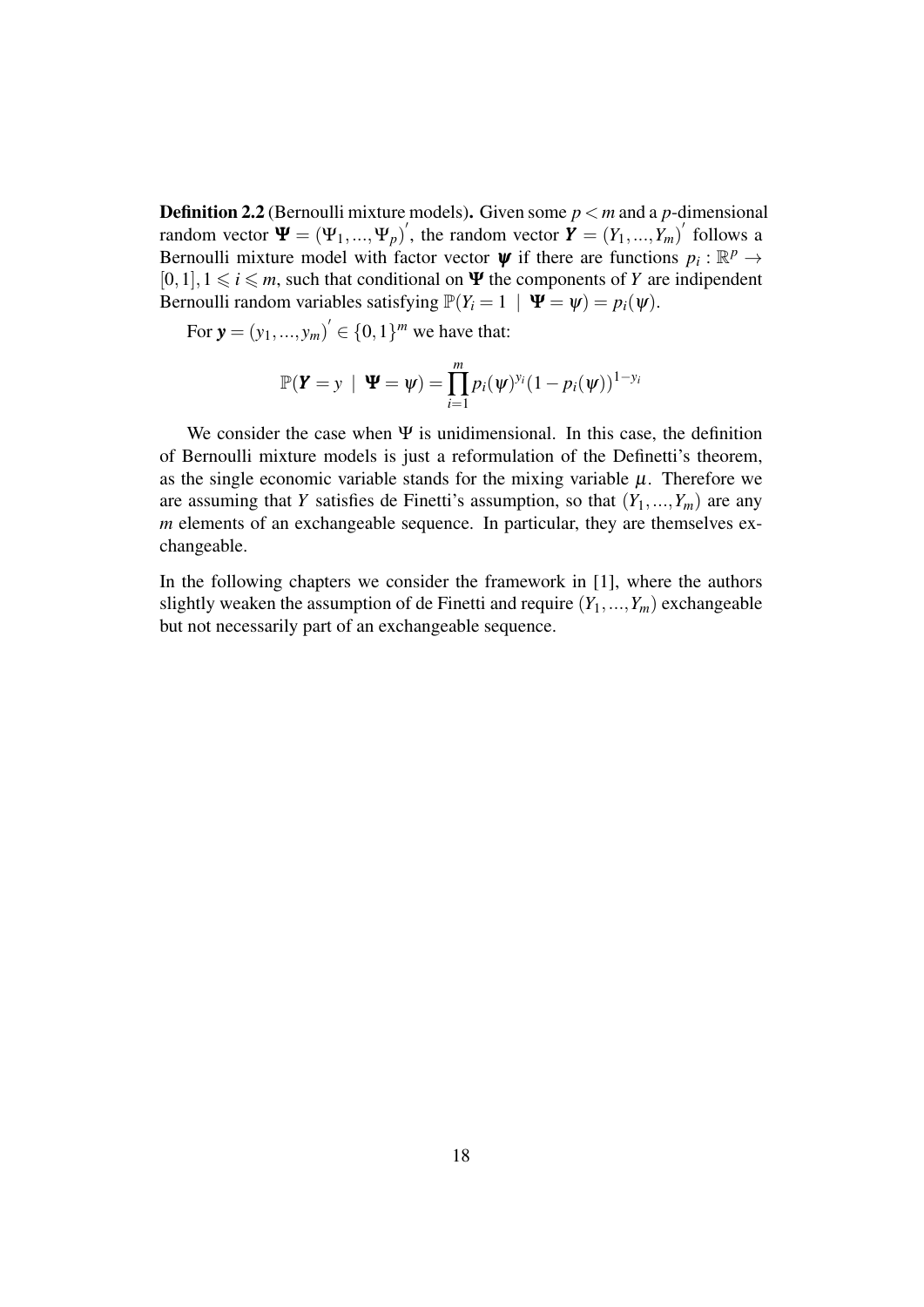**Definition 2.2** (Bernoulli mixture models)**.** Given some $p < m$ and a $p$-dimensional random vector $\mathbf{\Psi} = (\Psi_1, ..., \Psi_p)^{'}$, the random vector $\mathbf{Y} = (Y_1, ..., Y_m)^{'}$ follows a Bernoulli mixture model with factor vector $\boldsymbol{\psi}$ if there are functions $p_i : \mathbb{R}^p \to [0,1], 1 \leqslant i \leqslant m$, such that conditional on $\mathbf{\Psi}$ the components of $Y$ are indipendent Bernoulli random variables satisfying $\mathbb{P}(Y_i = 1 \mid \mathbf{\Psi} = \psi) = p_i(\psi)$.

For $\mathbf{y} = (y_1, ..., y_m)^{'} \in \{0,1\}^m$ we have that:

$$\mathbb{P}(\mathbf{Y} = y \mid \mathbf{\Psi} = \psi) = \prod_{i=1}^{m} p_i(\psi)^{y_i}(1 - p_i(\psi))^{1-y_i}$$

We consider the case when $\Psi$ is unidimensional. In this case, the definition of Bernoulli mixture models is just a reformulation of the Definetti's theorem, as the single economic variable stands for the mixing variable $\mu$. Therefore we are assuming that $Y$ satisfies de Finetti's assumption, so that $(Y_1, ..., Y_m)$ are any $m$ elements of an exchangeable sequence. In particular, they are themselves exchangeable.

In the following chapters we consider the framework in [1], where the authors slightly weaken the assumption of de Finetti and require $(Y_1, ..., Y_m)$ exchangeable but not necessarily part of an exchangeable sequence.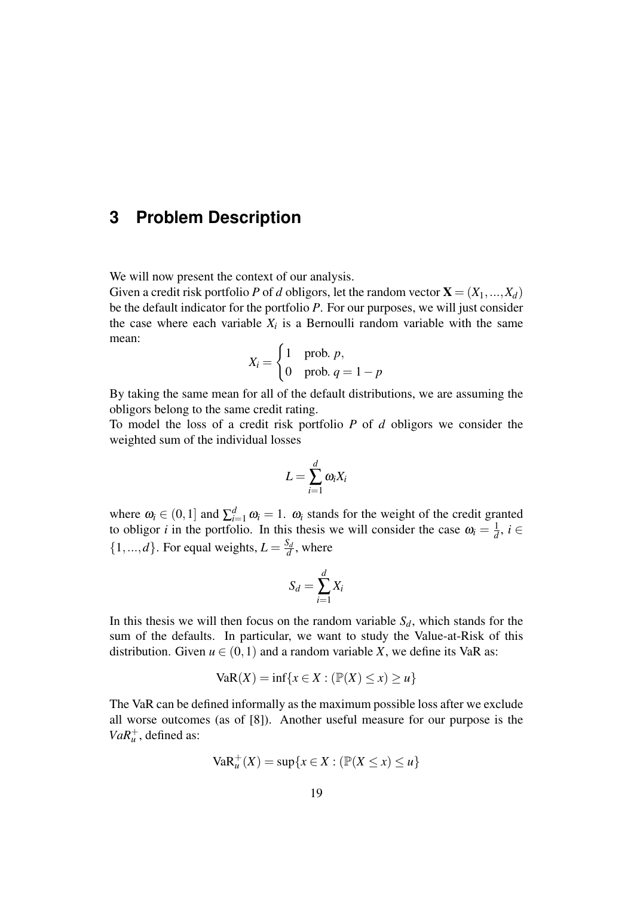# 3 Problem Description

We will now present the context of our analysis.
Given a credit risk portfolio $P$ of $d$ obligors, let the random vector $\mathbf{X} = (X_1, ..., X_d)$ be the default indicator for the portfolio $P$. For our purposes, we will just consider the case where each variable $X_i$ is a Bernoulli random variable with the same mean:

$$X_i = \begin{cases} 1 & \text{prob. } p, \\ 0 & \text{prob. } q = 1 - p \end{cases}$$

By taking the same mean for all of the default distributions, we are assuming the obligors belong to the same credit rating.
To model the loss of a credit risk portfolio $P$ of $d$ obligors we consider the weighted sum of the individual losses

$$L = \sum_{i=1}^{d} \omega_i X_i$$

where $\omega_i \in (0, 1]$ and $\sum_{i=1}^{d} \omega_i = 1$. $\omega_i$ stands for the weight of the credit granted to obligor $i$ in the portfolio. In this thesis we will consider the case $\omega_i = \frac{1}{d}$, $i \in \{1, ..., d\}$. For equal weights, $L = \frac{S_d}{d}$, where

$$S_d = \sum_{i=1}^{d} X_i$$

In this thesis we will then focus on the random variable $S_d$, which stands for the sum of the defaults. In particular, we want to study the Value-at-Risk of this distribution. Given $u \in (0, 1)$ and a random variable $X$, we define its VaR as:

$$\text{VaR}(X) = \inf\{x \in X : (\mathbb{P}(X) \leq x) \geq u\}$$

The VaR can be defined informally as the maximum possible loss after we exclude all worse outcomes (as of [8]). Another useful measure for our purpose is the $VaR_u^+$, defined as:

$$\text{VaR}_u^+(X) = \sup\{x \in X : (\mathbb{P}(X \leq x) \leq u\}$$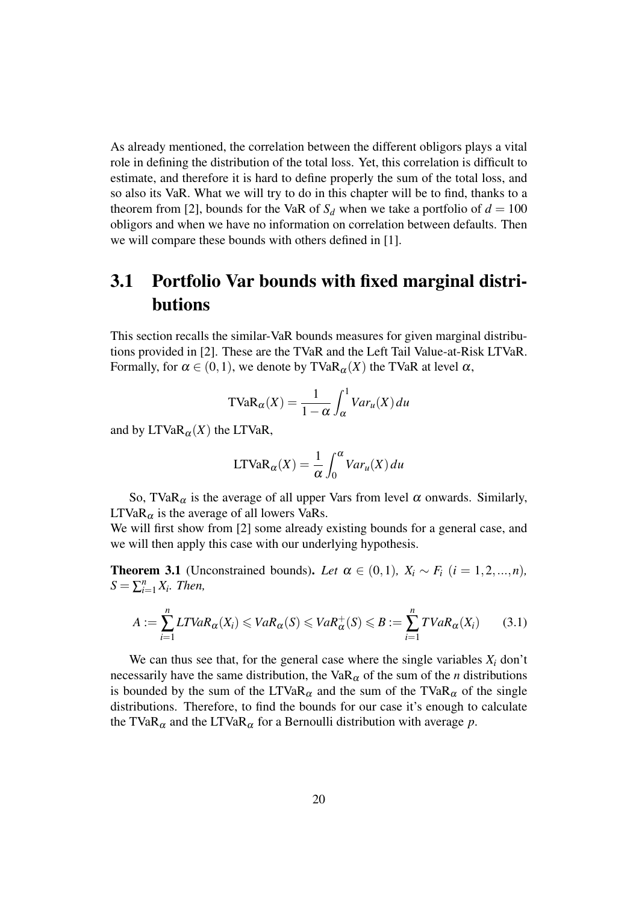As already mentioned, the correlation between the different obligors plays a vital role in defining the distribution of the total loss. Yet, this correlation is difficult to estimate, and therefore it is hard to define properly the sum of the total loss, and so also its VaR. What we will try to do in this chapter will be to find, thanks to a theorem from [2], bounds for the VaR of $S_d$ when we take a portfolio of $d = 100$ obligors and when we have no information on correlation between defaults. Then we will compare these bounds with others defined in [1].

## 3.1 Portfolio Var bounds with fixed marginal distributions

This section recalls the similar-VaR bounds measures for given marginal distributions provided in [2]. These are the TVaR and the Left Tail Value-at-Risk LTVaR. Formally, for $\alpha \in (0,1)$, we denote by $\text{TVaR}_\alpha(X)$ the TVaR at level $\alpha$,

$$\text{TVaR}_\alpha(X) = \frac{1}{1-\alpha}\int_\alpha^1 Var_u(X)\,du$$

and by $\text{LTVaR}_\alpha(X)$ the LTVaR,

$$\text{LTVaR}_\alpha(X) = \frac{1}{\alpha}\int_0^\alpha Var_u(X)\,du$$

So, $\text{TVaR}_\alpha$ is the average of all upper Vars from level $\alpha$ onwards. Similarly, $\text{LTVaR}_\alpha$ is the average of all lowers VaRs.

We will first show from [2] some already existing bounds for a general case, and we will then apply this case with our underlying hypothesis.

**Theorem 3.1** (Unconstrained bounds). *Let $\alpha \in (0,1)$, $X_i \sim F_i$ $(i = 1,2,...,n)$, $S = \sum_{i=1}^n X_i$. Then,*

$$A := \sum_{i=1}^n LTVaR_\alpha(X_i) \leqslant VaR_\alpha(S) \leqslant VaR_\alpha^+(S) \leqslant B := \sum_{i=1}^n TVaR_\alpha(X_i) \tag{3.1}$$

We can thus see that, for the general case where the single variables $X_i$ don't necessarily have the same distribution, the $\text{VaR}_\alpha$ of the sum of the $n$ distributions is bounded by the sum of the $\text{LTVaR}_\alpha$ and the sum of the $\text{TVaR}_\alpha$ of the single distributions. Therefore, to find the bounds for our case it's enough to calculate the $\text{TVaR}_\alpha$ and the $\text{LTVaR}_\alpha$ for a Bernoulli distribution with average $p$.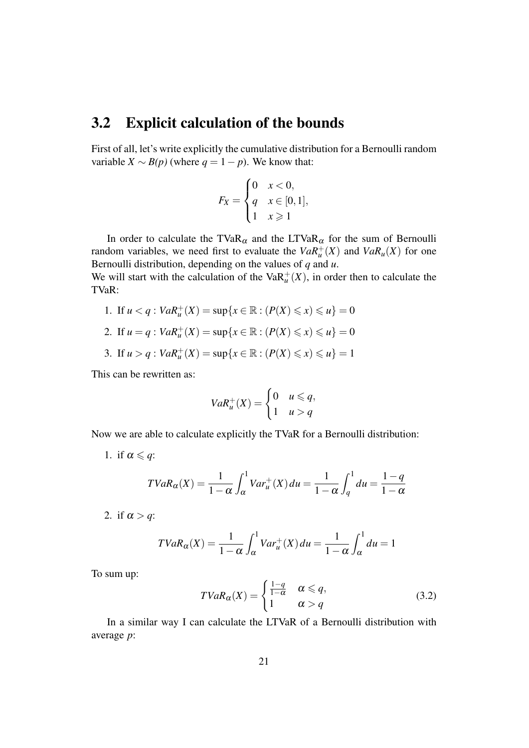## 3.2 Explicit calculation of the bounds

First of all, let's write explicitly the cumulative distribution for a Bernoulli random variable $X \sim B(p)$ (where $q = 1 - p$). We know that:

$$F_X = \begin{cases} 0 & x < 0, \\ q & x \in [0,1], \\ 1 & x \geqslant 1 \end{cases}$$

In order to calculate the $\text{TVaR}_\alpha$ and the $\text{LTVaR}_\alpha$ for the sum of Bernoulli random variables, we need first to evaluate the $VaR_u^+(X)$ and $VaR_u(X)$ for one Bernoulli distribution, depending on the values of $q$ and $u$.
We will start with the calculation of the $\text{VaR}_u^+(X)$, in order then to calculate the TVaR:

1. If $u < q$ : $VaR_u^+(X) = \sup\{x \in \mathbb{R} : (P(X) \leqslant x) \leqslant u\} = 0$
2. If $u = q$ : $VaR_u^+(X) = \sup\{x \in \mathbb{R} : (P(X) \leqslant x) \leqslant u\} = 0$
3. If $u > q$ : $VaR_u^+(X) = \sup\{x \in \mathbb{R} : (P(X) \leqslant x) \leqslant u\} = 1$

This can be rewritten as:

$$VaR_u^+(X) = \begin{cases} 0 & u \leqslant q, \\ 1 & u > q \end{cases}$$

Now we are able to calculate explicitly the TVaR for a Bernoulli distribution:

1. if $\alpha \leqslant q$:

$$TVaR_\alpha(X) = \frac{1}{1-\alpha}\int_\alpha^1 Var_u^+(X)\,du = \frac{1}{1-\alpha}\int_q^1 du = \frac{1-q}{1-\alpha}$$

2. if $\alpha > q$:

$$TVaR_\alpha(X) = \frac{1}{1-\alpha}\int_\alpha^1 Var_u^+(X)\,du = \frac{1}{1-\alpha}\int_\alpha^1 du = 1$$

To sum up:

$$TVaR_\alpha(X) = \begin{cases} \frac{1-q}{1-\alpha} & \alpha \leqslant q, \\ 1 & \alpha > q \end{cases} \tag{3.2}$$

In a similar way I can calculate the LTVaR of a Bernoulli distribution with average $p$: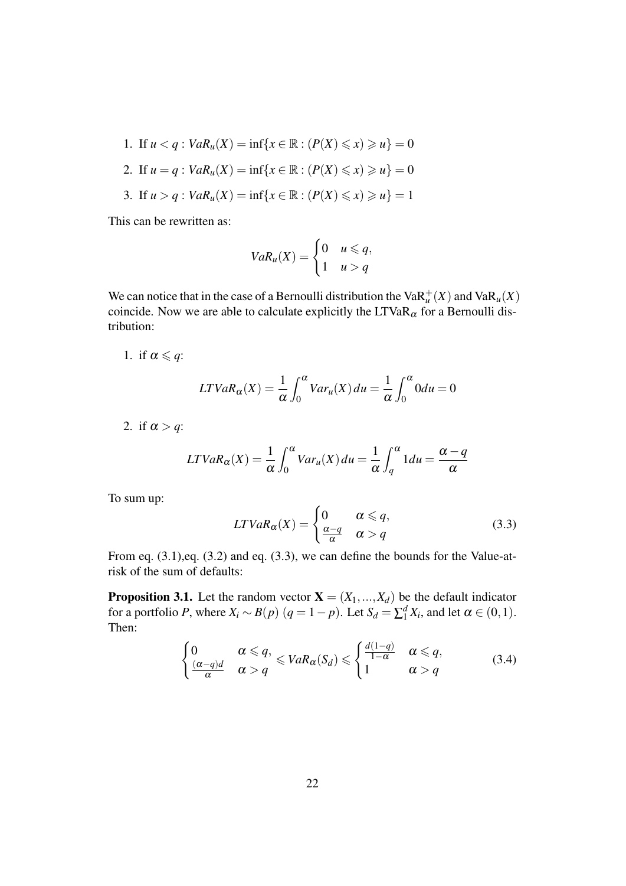1. If $u < q$ : $VaR_u(X) = \inf\{x \in \mathbb{R} : (P(X) \leqslant x) \geqslant u\} = 0$
2. If $u = q$ : $VaR_u(X) = \inf\{x \in \mathbb{R} : (P(X) \leqslant x) \geqslant u\} = 0$
3. If $u > q$ : $VaR_u(X) = \inf\{x \in \mathbb{R} : (P(X) \leqslant x) \geqslant u\} = 1$

This can be rewritten as:

$$VaR_u(X) = \begin{cases} 0 & u \leqslant q, \\ 1 & u > q \end{cases}$$

We can notice that in the case of a Bernoulli distribution the $\mathrm{VaR}_u^+(X)$ and $\mathrm{VaR}_u(X)$ coincide. Now we are able to calculate explicitly the $\mathrm{LTVaR}_\alpha$ for a Bernoulli distribution:

1. if $\alpha \leqslant q$:

$$LTVaR_\alpha(X) = \frac{1}{\alpha}\int_0^\alpha Var_u(X)\,du = \frac{1}{\alpha}\int_0^\alpha 0du = 0$$

2. if $\alpha > q$:

$$LTVaR_\alpha(X) = \frac{1}{\alpha}\int_0^\alpha Var_u(X)\,du = \frac{1}{\alpha}\int_q^\alpha 1du = \frac{\alpha - q}{\alpha}$$

To sum up:

$$LTVaR_\alpha(X) = \begin{cases} 0 & \alpha \leqslant q, \\ \frac{\alpha - q}{\alpha} & \alpha > q \end{cases} \tag{3.3}$$

From eq. (3.1),eq. (3.2) and eq. (3.3), we can define the bounds for the Value-at-risk of the sum of defaults:

**Proposition 3.1.** Let the random vector $\mathbf{X} = (X_1, ..., X_d)$ be the default indicator for a portfolio $P$, where $X_i \sim B(p)$ $(q = 1 - p)$. Let $S_d = \sum_1^d X_i$, and let $\alpha \in (0, 1)$. Then:

$$\begin{cases} 0 & \alpha \leqslant q, \\ \frac{(\alpha - q)d}{\alpha} & \alpha > q \end{cases} \leqslant VaR_\alpha(S_d) \leqslant \begin{cases} \frac{d(1-q)}{1-\alpha} & \alpha \leqslant q, \\ 1 & \alpha > q \end{cases} \tag{3.4}$$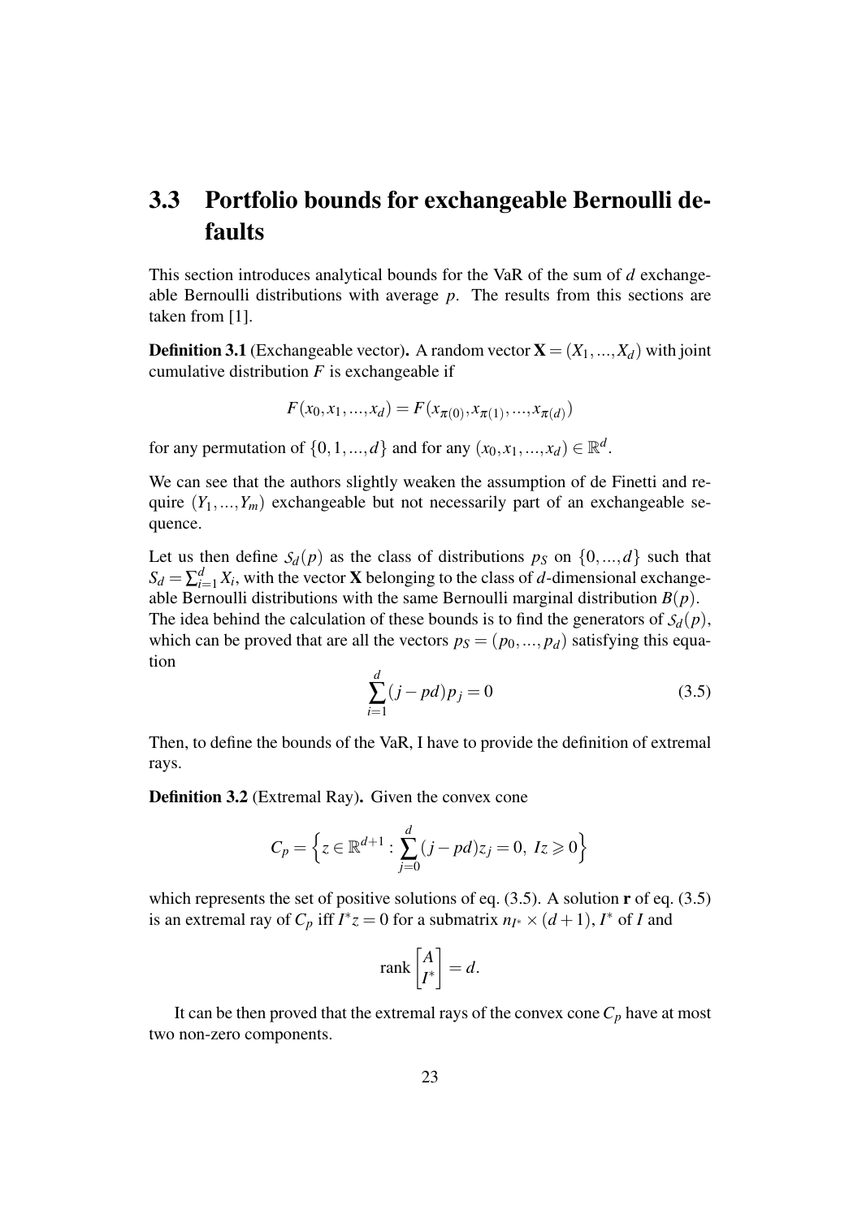## 3.3 Portfolio bounds for exchangeable Bernoulli defaults

This section introduces analytical bounds for the VaR of the sum of $d$ exchangeable Bernoulli distributions with average $p$. The results from this sections are taken from [1].

**Definition 3.1** (Exchangeable vector)**.** A random vector $\mathbf{X} = (X_1, ..., X_d)$ with joint cumulative distribution $F$ is exchangeable if

$$F(x_0, x_1, ..., x_d) = F(x_{\pi(0)}, x_{\pi(1)}, ..., x_{\pi(d)})$$

for any permutation of $\{0, 1, ..., d\}$ and for any $(x_0, x_1, ..., x_d) \in \mathbb{R}^d$.

We can see that the authors slightly weaken the assumption of de Finetti and require $(Y_1, ..., Y_m)$ exchangeable but not necessarily part of an exchangeable sequence.

Let us then define $\mathcal{S}_d(p)$ as the class of distributions $p_S$ on $\{0, ..., d\}$ such that $S_d = \sum_{i=1}^{d} X_i$, with the vector $\mathbf{X}$ belonging to the class of $d$-dimensional exchangeable Bernoulli distributions with the same Bernoulli marginal distribution $B(p)$. The idea behind the calculation of these bounds is to find the generators of $\mathcal{S}_d(p)$, which can be proved that are all the vectors $p_S = (p_0, ..., p_d)$ satisfying this equation

$$\sum_{i=1}^{d} (j - pd) p_j = 0 \tag{3.5}$$

Then, to define the bounds of the VaR, I have to provide the definition of extremal rays.

**Definition 3.2** (Extremal Ray)**.** Given the convex cone

$$C_p = \left\{ z \in \mathbb{R}^{d+1} : \sum_{j=0}^{d} (j - pd) z_j = 0, \; Iz \geqslant 0 \right\}$$

which represents the set of positive solutions of eq. (3.5). A solution $\mathbf{r}$ of eq. (3.5) is an extremal ray of $C_p$ iff $I^* z = 0$ for a submatrix $n_{I^*} \times (d+1)$, $I^*$ of $I$ and

$$\operatorname{rank} \begin{bmatrix} A \\ I^* \end{bmatrix} = d.$$

It can be then proved that the extremal rays of the convex cone $C_p$ have at most two non-zero components.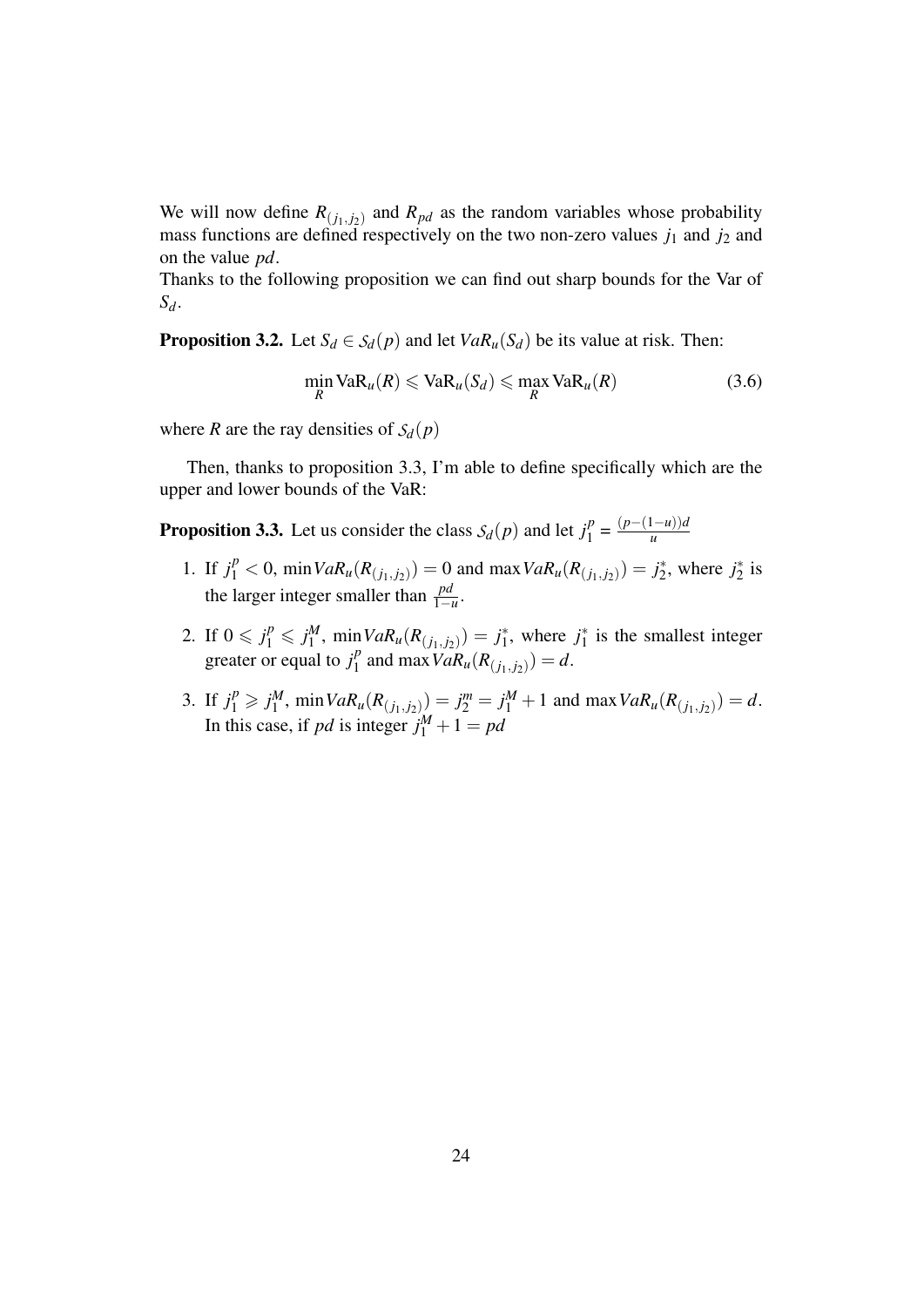We will now define $R_{(j_1,j_2)}$ and $R_{pd}$ as the random variables whose probability mass functions are defined respectively on the two non-zero values $j_1$ and $j_2$ and on the value $pd$.
Thanks to the following proposition we can find out sharp bounds for the Var of $S_d$.

**Proposition 3.2.** Let $S_d \in \mathcal{S}_d(p)$ and let $VaR_u(S_d)$ be its value at risk. Then:

$$\min_R \mathrm{VaR}_u(R) \leqslant \mathrm{VaR}_u(S_d) \leqslant \max_R \mathrm{VaR}_u(R) \tag{3.6}$$

where $R$ are the ray densities of $\mathcal{S}_d(p)$

Then, thanks to proposition 3.3, I'm able to define specifically which are the upper and lower bounds of the VaR:

**Proposition 3.3.** Let us consider the class $\mathcal{S}_d(p)$ and let $j_1^p = \frac{(p-(1-u))d}{u}$

1. If $j_1^p < 0$, $\min VaR_u(R_{(j_1,j_2)}) = 0$ and $\max VaR_u(R_{(j_1,j_2)}) = j_2^*$, where $j_2^*$ is the larger integer smaller than $\frac{pd}{1-u}$.
2. If $0 \leqslant j_1^p \leqslant j_1^M$, $\min VaR_u(R_{(j_1,j_2)}) = j_1^*$, where $j_1^*$ is the smallest integer greater or equal to $j_1^p$ and $\max VaR_u(R_{(j_1,j_2)}) = d$.
3. If $j_1^p \geqslant j_1^M$, $\min VaR_u(R_{(j_1,j_2)}) = j_2^m = j_1^M + 1$ and $\max VaR_u(R_{(j_1,j_2)}) = d$. In this case, if $pd$ is integer $j_1^M + 1 = pd$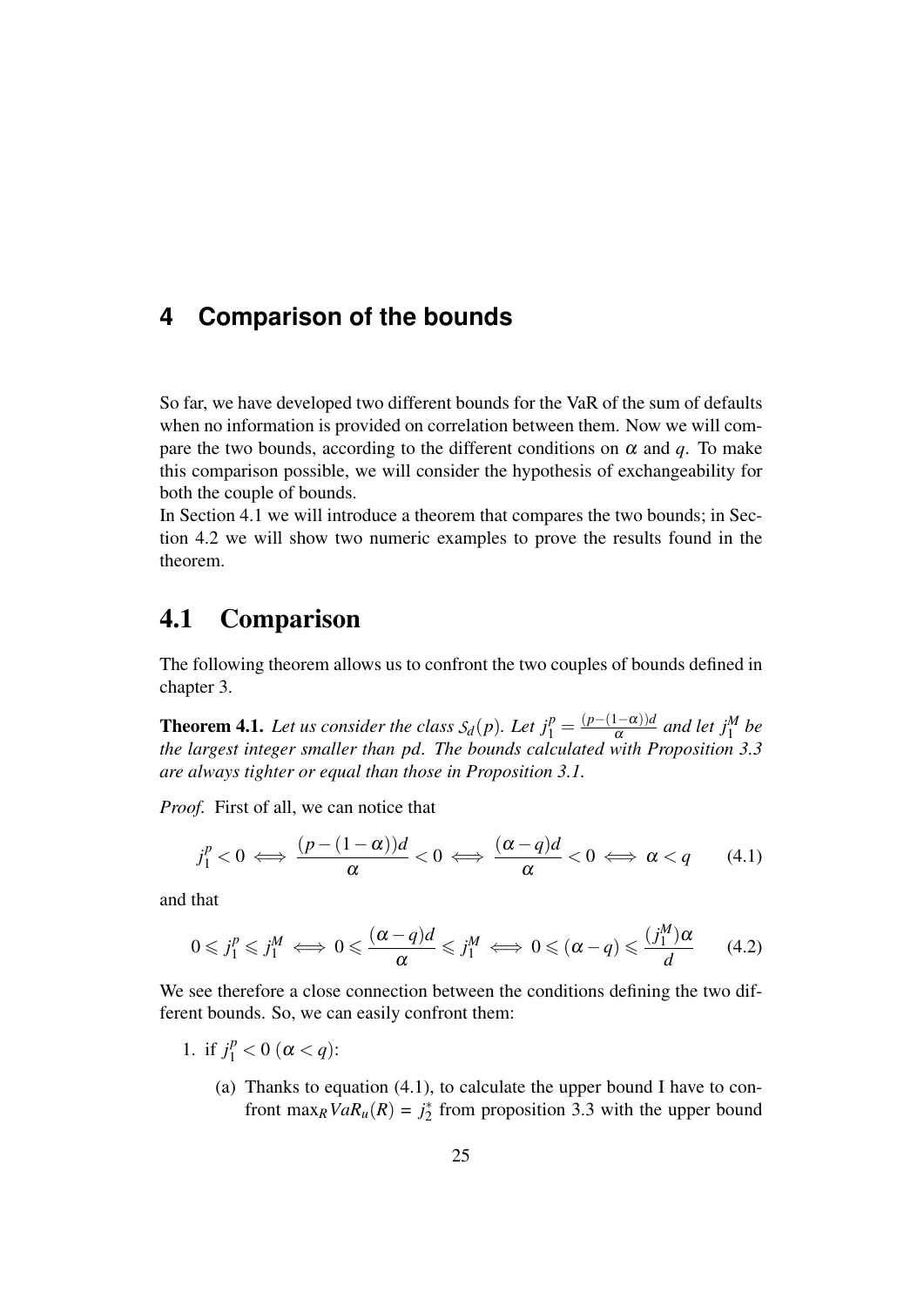# 4 Comparison of the bounds

So far, we have developed two different bounds for the VaR of the sum of defaults when no information is provided on correlation between them. Now we will compare the two bounds, according to the different conditions on $\alpha$ and $q$. To make this comparison possible, we will consider the hypothesis of exchangeability for both the couple of bounds.

In Section 4.1 we will introduce a theorem that compares the two bounds; in Section 4.2 we will show two numeric examples to prove the results found in the theorem.

## 4.1 Comparison

The following theorem allows us to confront the two couples of bounds defined in chapter 3.

**Theorem 4.1.** *Let us consider the class $\mathcal{S}_d(p)$. Let $j_1^p = \frac{(p-(1-\alpha))d}{\alpha}$ and let $j_1^M$ be the largest integer smaller than $pd$. The bounds calculated with Proposition 3.3 are always tighter or equal than those in Proposition 3.1.*

*Proof.* First of all, we can notice that

$$j_1^p < 0 \iff \frac{(p-(1-\alpha))d}{\alpha} < 0 \iff \frac{(\alpha - q)d}{\alpha} < 0 \iff \alpha < q \qquad (4.1)$$

and that

$$0 \leqslant j_1^p \leqslant j_1^M \iff 0 \leqslant \frac{(\alpha - q)d}{\alpha} \leqslant j_1^M \iff 0 \leqslant (\alpha - q) \leqslant \frac{(j_1^M)\alpha}{d} \qquad (4.2)$$

We see therefore a close connection between the conditions defining the two different bounds. So, we can easily confront them:

1. if $j_1^p < 0$ ($\alpha < q$):

   (a) Thanks to equation (4.1), to calculate the upper bound I have to confront $\max_R VaR_u(R) = j_2^*$ from proposition 3.3 with the upper bound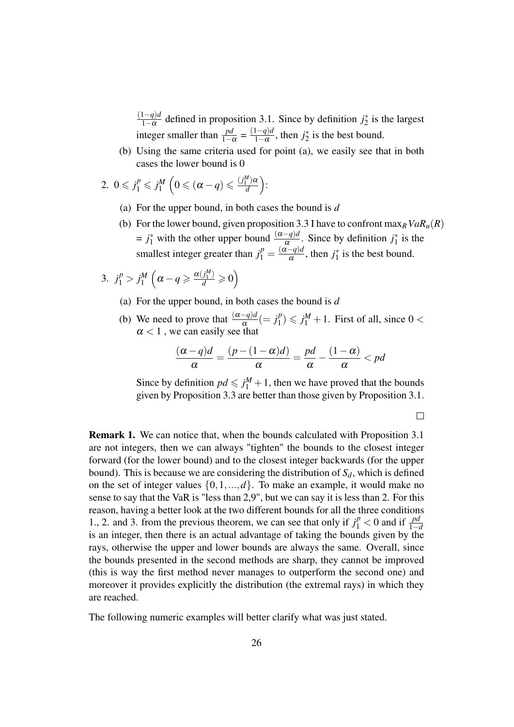$\frac{(1-q)d}{1-\alpha}$ defined in proposition 3.1. Since by definition $j_2^*$ is the largest integer smaller than $\frac{pd}{1-\alpha} = \frac{(1-q)d}{1-\alpha}$, then $j_2^*$ is the best bound.

(b) Using the same criteria used for point (a), we easily see that in both cases the lower bound is 0

2. $0 \leqslant j_1^p \leqslant j_1^M \left(0 \leqslant (\alpha - q) \leqslant \frac{(j_1^M)\alpha}{d}\right)$:

   (a) For the upper bound, in both cases the bound is $d$

   (b) For the lower bound, given proposition 3.3 I have to confront $\max_R VaR_u(R)$ = $j_1^*$ with the other upper bound $\frac{(\alpha-q)d}{\alpha}$. Since by definition $j_1^*$ is the smallest integer greater than $j_1^p = \frac{(\alpha-q)d}{\alpha}$, then $j_1^*$ is the best bound.

3. $j_1^p > j_1^M \left(\alpha - q \geqslant \frac{\alpha(j_1^M)}{d} \geqslant 0\right)$

   (a) For the upper bound, in both cases the bound is $d$

   (b) We need to prove that $\frac{(\alpha-q)d}{\alpha}(= j_1^p) \leqslant j_1^M + 1$. First of all, since $0 < \alpha < 1$ , we can easily see that

$$\frac{(\alpha - q)d}{\alpha} = \frac{(p-(1-\alpha)d)}{\alpha} = \frac{pd}{\alpha} - \frac{(1-\alpha)}{\alpha} < pd$$

   Since by definition $pd \leqslant j_1^M + 1$, then we have proved that the bounds given by Proposition 3.3 are better than those given by Proposition 3.1.

□

**Remark 1.** We can notice that, when the bounds calculated with Proposition 3.1 are not integers, then we can always "tighten" the bounds to the closest integer forward (for the lower bound) and to the closest integer backwards (for the upper bound). This is because we are considering the distribution of $S_d$, which is defined on the set of integer values $\{0, 1, ..., d\}$. To make an example, it would make no sense to say that the VaR is "less than 2,9", but we can say it is less than 2. For this reason, having a better look at the two different bounds for all the three conditions 1., 2. and 3. from the previous theorem, we can see that only if $j_1^p < 0$ and if $\frac{pd}{1-d}$ is an integer, then there is an actual advantage of taking the bounds given by the rays, otherwise the upper and lower bounds are always the same. Overall, since the bounds presented in the second methods are sharp, they cannot be improved (this is way the first method never manages to outperform the second one) and moreover it provides explicitly the distribution (the extremal rays) in which they are reached.

The following numeric examples will better clarify what was just stated.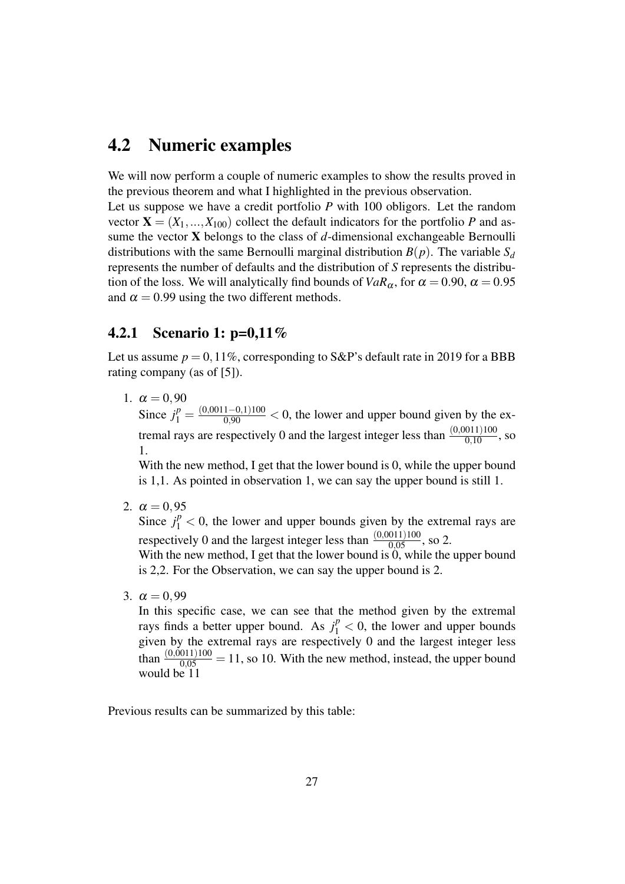## 4.2 Numeric examples

We will now perform a couple of numeric examples to show the results proved in the previous theorem and what I highlighted in the previous observation.

Let us suppose we have a credit portfolio $P$ with 100 obligors. Let the random vector $\mathbf{X} = (X_1, ..., X_{100})$ collect the default indicators for the portfolio $P$ and assume the vector $\mathbf{X}$ belongs to the class of $d$-dimensional exchangeable Bernoulli distributions with the same Bernoulli marginal distribution $B(p)$. The variable $S_d$ represents the number of defaults and the distribution of $S$ represents the distribution of the loss. We will analytically find bounds of $VaR_\alpha$, for $\alpha = 0.90$, $\alpha = 0.95$ and $\alpha = 0.99$ using the two different methods.

### 4.2.1 Scenario 1: p=0,11%

Let us assume $p = 0,11\%$, corresponding to S&P's default rate in 2019 for a BBB rating company (as of [5]).

1. $\alpha = 0,90$
   Since $j_1^p = \frac{(0{,}0011-0{,}1)100}{0{,}90} < 0$, the lower and upper bound given by the extremal rays are respectively 0 and the largest integer less than $\frac{(0{,}0011)100}{0{,}10}$, so 1.
   With the new method, I get that the lower bound is 0, while the upper bound is 1,1. As pointed in observation 1, we can say the upper bound is still 1.

2. $\alpha = 0,95$
   Since $j_1^p < 0$, the lower and upper bounds given by the extremal rays are respectively 0 and the largest integer less than $\frac{(0{,}0011)100}{0{,}05}$, so 2.
   With the new method, I get that the lower bound is 0, while the upper bound is 2,2. For the Observation, we can say the upper bound is 2.

3. $\alpha = 0,99$
   In this specific case, we can see that the method given by the extremal rays finds a better upper bound. As $j_1^p < 0$, the lower and upper bounds given by the extremal rays are respectively 0 and the largest integer less than $\frac{(0{,}0011)100}{0{,}05} = 11$, so 10. With the new method, instead, the upper bound would be 11

Previous results can be summarized by this table: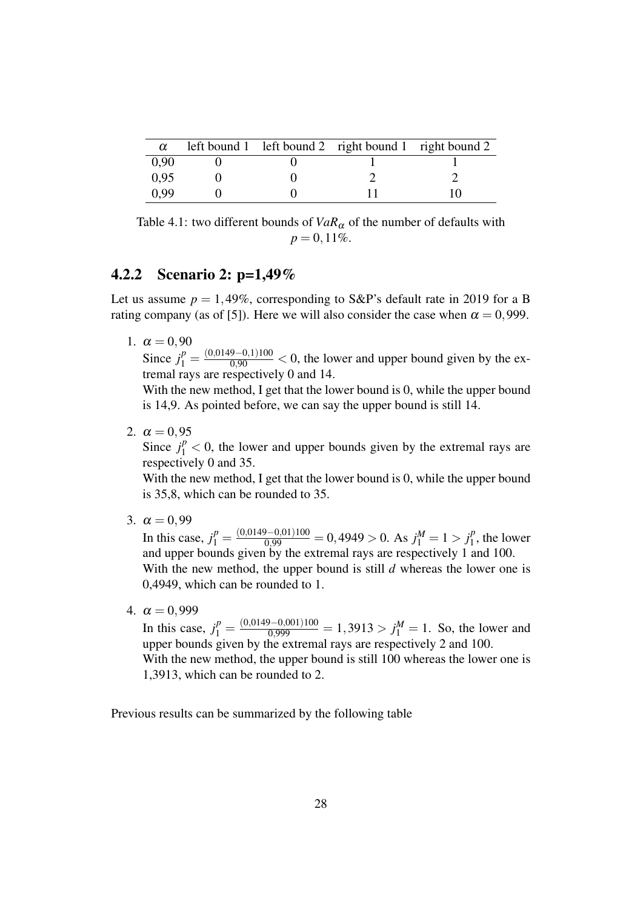| $\alpha$ | left bound 1 | left bound 2 | right bound 1 | right bound 2 |
|---|---|---|---|---|
| 0,90 | 0 | 0 | 1 | 1 |
| 0,95 | 0 | 0 | 2 | 2 |
| 0,99 | 0 | 0 | 11 | 10 |

Table 4.1: two different bounds of $VaR_\alpha$ of the number of defaults with $p = 0,11\%$.

### 4.2.2 Scenario 2: p=1,49%

Let us assume $p = 1,49\%$, corresponding to S&P's default rate in 2019 for a B rating company (as of [5]). Here we will also consider the case when $\alpha = 0,999$.

1. $\alpha = 0,90$
   Since $j_1^p = \frac{(0{,}0149-0{,}1)100}{0{,}90} < 0$, the lower and upper bound given by the extremal rays are respectively 0 and 14.
   With the new method, I get that the lower bound is 0, while the upper bound is 14,9. As pointed before, we can say the upper bound is still 14.

2. $\alpha = 0,95$
   Since $j_1^p < 0$, the lower and upper bounds given by the extremal rays are respectively 0 and 35.
   With the new method, I get that the lower bound is 0, while the upper bound is 35,8, which can be rounded to 35.

3. $\alpha = 0,99$
   In this case, $j_1^p = \frac{(0{,}0149-0{,}01)100}{0{,}99} = 0,4949 > 0$. As $j_1^M = 1 > j_1^p$, the lower and upper bounds given by the extremal rays are respectively 1 and 100.
   With the new method, the upper bound is still $d$ whereas the lower one is 0,4949, which can be rounded to 1.

4. $\alpha = 0,999$
   In this case, $j_1^p = \frac{(0{,}0149-0{,}001)100}{0{,}999} = 1,3913 > j_1^M = 1$. So, the lower and upper bounds given by the extremal rays are respectively 2 and 100.
   With the new method, the upper bound is still 100 whereas the lower one is 1,3913, which can be rounded to 2.

Previous results can be summarized by the following table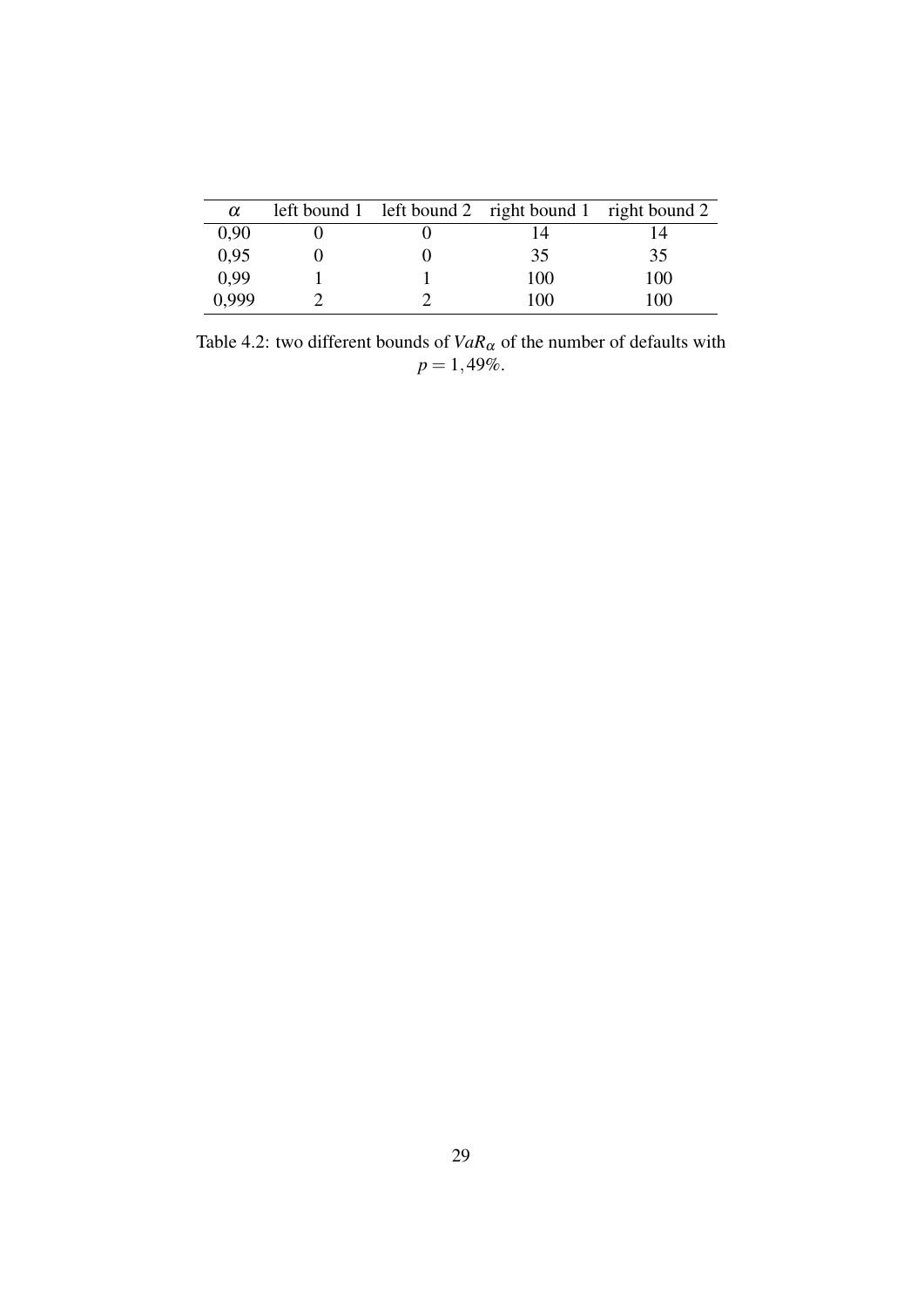| $\alpha$ | left bound 1 | left bound 2 | right bound 1 | right bound 2 |
|---|---|---|---|---|
| 0,90 | 0 | 0 | 14 | 14 |
| 0,95 | 0 | 0 | 35 | 35 |
| 0,99 | 1 | 1 | 100 | 100 |
| 0,999 | 2 | 2 | 100 | 100 |

Table 4.2: two different bounds of $VaR_\alpha$ of the number of defaults with $p = 1,49\%$.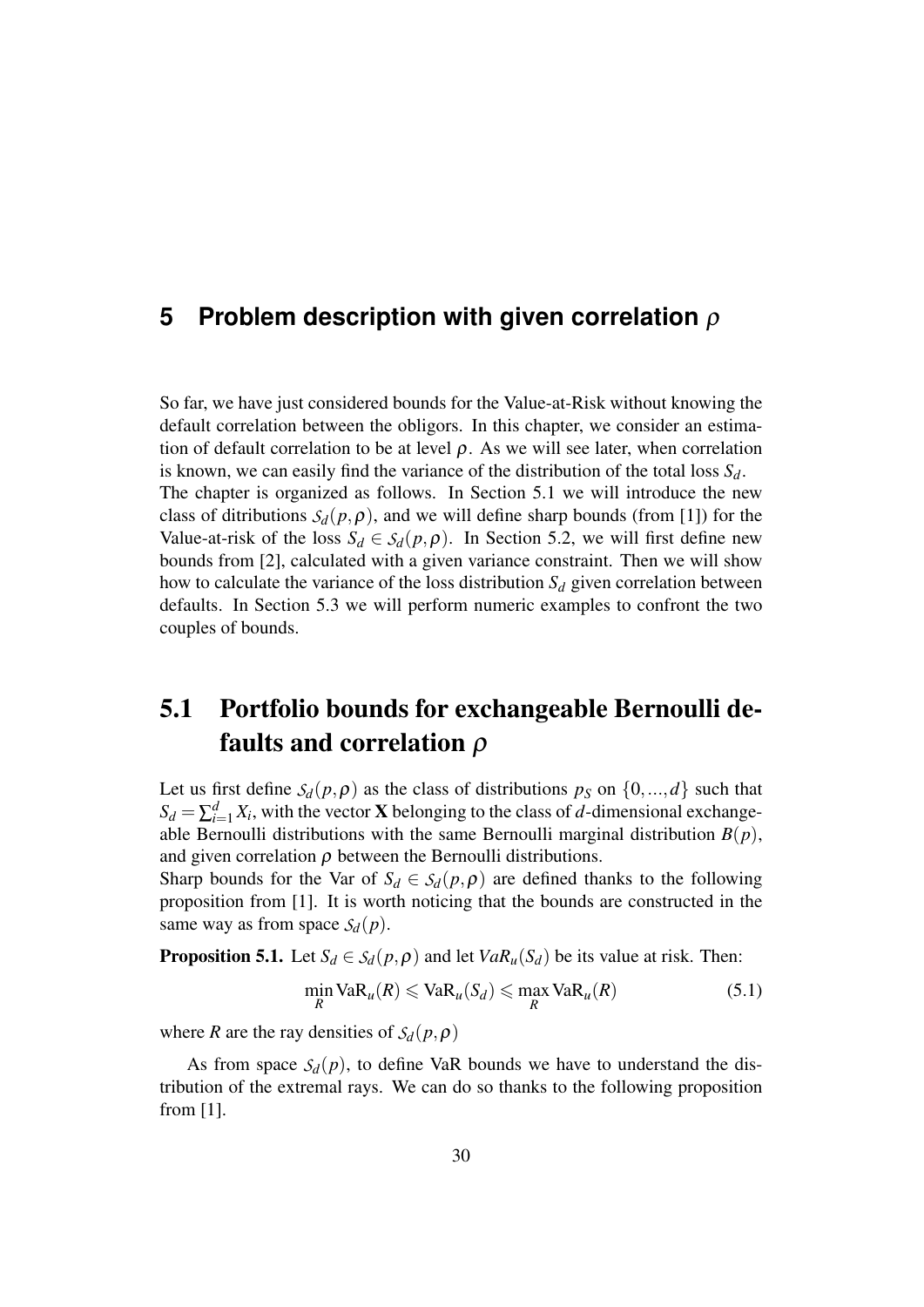# 5 Problem description with given correlation $\rho$

So far, we have just considered bounds for the Value-at-Risk without knowing the default correlation between the obligors. In this chapter, we consider an estimation of default correlation to be at level $\rho$. As we will see later, when correlation is known, we can easily find the variance of the distribution of the total loss $S_d$.
The chapter is organized as follows. In Section 5.1 we will introduce the new class of ditributions $\mathcal{S}_d(p,\rho)$, and we will define sharp bounds (from [1]) for the Value-at-risk of the loss $S_d \in \mathcal{S}_d(p,\rho)$. In Section 5.2, we will first define new bounds from [2], calculated with a given variance constraint. Then we will show how to calculate the variance of the loss distribution $S_d$ given correlation between defaults. In Section 5.3 we will perform numeric examples to confront the two couples of bounds.

## 5.1 Portfolio bounds for exchangeable Bernoulli defaults and correlation $\rho$

Let us first define $\mathcal{S}_d(p,\rho)$ as the class of distributions $p_S$ on $\{0,...,d\}$ such that $S_d = \sum_{i=1}^{d} X_i$, with the vector $\mathbf{X}$ belonging to the class of $d$-dimensional exchangeable Bernoulli distributions with the same Bernoulli marginal distribution $B(p)$, and given correlation $\rho$ between the Bernoulli distributions.
Sharp bounds for the Var of $S_d \in \mathcal{S}_d(p,\rho)$ are defined thanks to the following proposition from [1]. It is worth noticing that the bounds are constructed in the same way as from space $\mathcal{S}_d(p)$.

**Proposition 5.1.** Let $S_d \in \mathcal{S}_d(p,\rho)$ and let $VaR_u(S_d)$ be its value at risk. Then:

$$\min_R \mathrm{VaR}_u(R) \leqslant \mathrm{VaR}_u(S_d) \leqslant \max_R \mathrm{VaR}_u(R) \tag{5.1}$$

where $R$ are the ray densities of $\mathcal{S}_d(p,\rho)$

As from space $\mathcal{S}_d(p)$, to define VaR bounds we have to understand the distribution of the extremal rays. We can do so thanks to the following proposition from [1].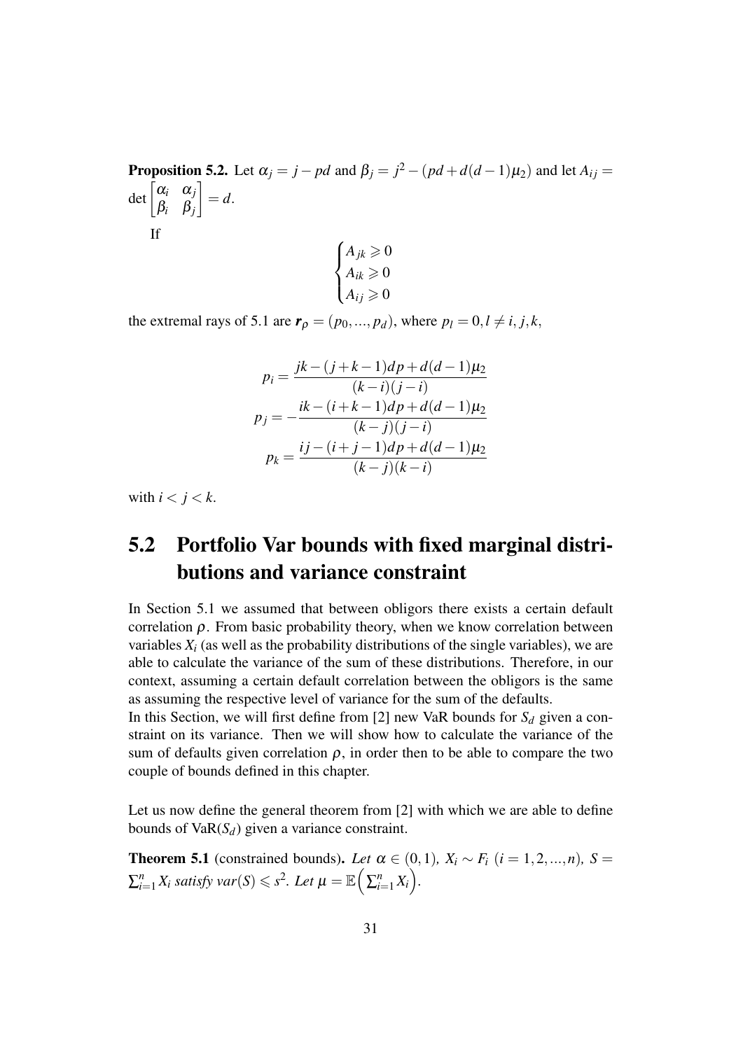**Proposition 5.2.** Let $\alpha_j = j - pd$ and $\beta_j = j^2 - (pd + d(d-1)\mu_2)$ and let $A_{ij} = \det \begin{bmatrix} \alpha_i & \alpha_j \\ \beta_i & \beta_j \end{bmatrix} = d$.

If

$$\begin{cases} A_{jk} \geqslant 0 \\ A_{ik} \geqslant 0 \\ A_{ij} \geqslant 0 \end{cases}$$

the extremal rays of 5.1 are $\boldsymbol{r}_\rho = (p_0, ..., p_d)$, where $p_l = 0, l \neq i, j, k$,

$$p_i = \frac{jk - (j+k-1)dp + d(d-1)\mu_2}{(k-i)(j-i)}$$

$$p_j = -\frac{ik - (i+k-1)dp + d(d-1)\mu_2}{(k-j)(j-i)}$$

$$p_k = \frac{ij - (i+j-1)dp + d(d-1)\mu_2}{(k-j)(k-i)}$$

with $i < j < k$.

## 5.2 Portfolio Var bounds with fixed marginal distributions and variance constraint

In Section 5.1 we assumed that between obligors there exists a certain default correlation $\rho$. From basic probability theory, when we know correlation between variables $X_i$ (as well as the probability distributions of the single variables), we are able to calculate the variance of the sum of these distributions. Therefore, in our context, assuming a certain default correlation between the obligors is the same as assuming the respective level of variance for the sum of the defaults.
In this Section, we will first define from [2] new VaR bounds for $S_d$ given a constraint on its variance. Then we will show how to calculate the variance of the sum of defaults given correlation $\rho$, in order then to be able to compare the two couple of bounds defined in this chapter.

Let us now define the general theorem from [2] with which we are able to define bounds of VaR($S_d$) given a variance constraint.

**Theorem 5.1** (constrained bounds)**.** *Let $\alpha \in (0,1)$, $X_i \sim F_i$ $(i = 1, 2, ..., n)$, $S = \sum_{i=1}^{n} X_i$ satisfy $var(S) \leqslant s^2$. Let $\mu = \mathbb{E}\Big(\sum_{i=1}^{n} X_i\Big)$.*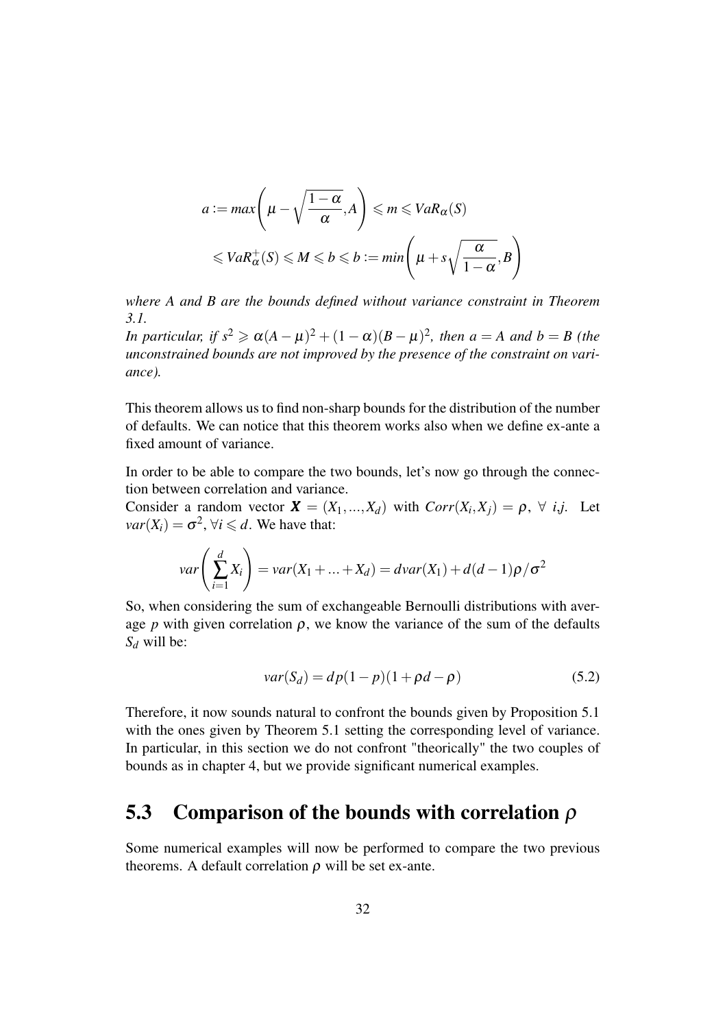$$a := max\left(\mu - \sqrt{\frac{1-\alpha}{\alpha}}, A\right) \leqslant m \leqslant VaR_{\alpha}(S)$$

$$\leqslant VaR_{\alpha}^{+}(S) \leqslant M \leqslant b \leqslant b := min\left(\mu + s\sqrt{\frac{\alpha}{1-\alpha}}, B\right)$$

*where A and B are the bounds defined without variance constraint in Theorem 3.1.*
*In particular, if $s^2 \geqslant \alpha(A-\mu)^2 + (1-\alpha)(B-\mu)^2$, then $a = A$ and $b = B$ (the unconstrained bounds are not improved by the presence of the constraint on variance).*

This theorem allows us to find non-sharp bounds for the distribution of the number of defaults. We can notice that this theorem works also when we define ex-ante a fixed amount of variance.

In order to be able to compare the two bounds, let's now go through the connection between correlation and variance.
Consider a random vector $\boldsymbol{X} = (X_1, ..., X_d)$ with $Corr(X_i, X_j) = \rho, \ \forall \ i,j$. Let $var(X_i) = \sigma^2, \forall i \leqslant d$. We have that:

$$var\left(\sum_{i=1}^{d} X_i\right) = var(X_1 + ... + X_d) = dvar(X_1) + d(d-1)\rho/\sigma^2$$

So, when considering the sum of exchangeable Bernoulli distributions with average $p$ with given correlation $\rho$, we know the variance of the sum of the defaults $S_d$ will be:

$$var(S_d) = dp(1-p)(1 + \rho d - \rho) \tag{5.2}$$

Therefore, it now sounds natural to confront the bounds given by Proposition 5.1 with the ones given by Theorem 5.1 setting the corresponding level of variance. In particular, in this section we do not confront "theorically" the two couples of bounds as in chapter 4, but we provide significant numerical examples.

## 5.3 Comparison of the bounds with correlation $\rho$

Some numerical examples will now be performed to compare the two previous theorems. A default correlation $\rho$ will be set ex-ante.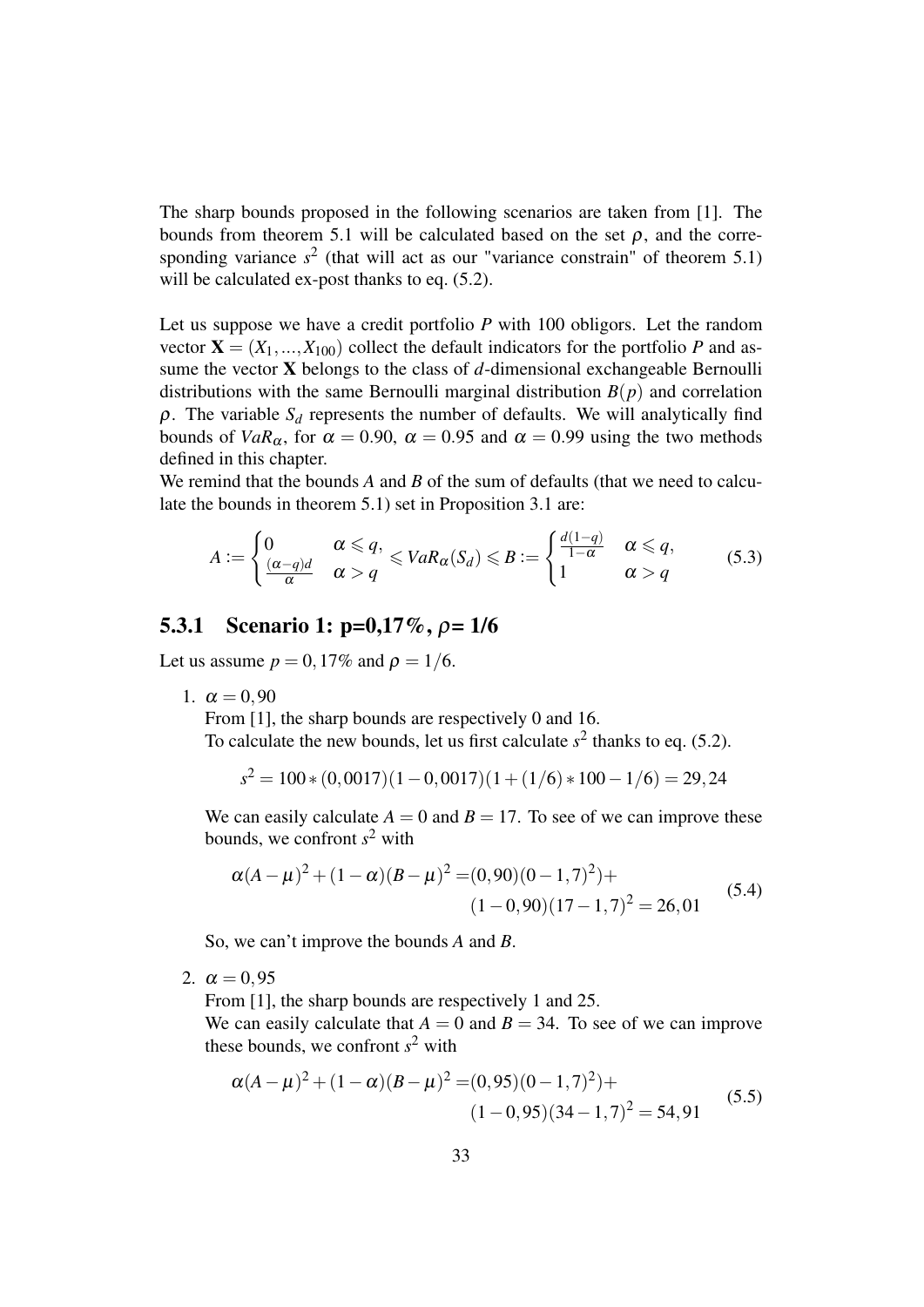The sharp bounds proposed in the following scenarios are taken from [1]. The bounds from theorem 5.1 will be calculated based on the set $\rho$, and the corresponding variance $s^2$ (that will act as our "variance constrain" of theorem 5.1) will be calculated ex-post thanks to eq. (5.2).

Let us suppose we have a credit portfolio $P$ with 100 obligors. Let the random vector $\mathbf{X} = (X_1, ..., X_{100})$ collect the default indicators for the portfolio $P$ and assume the vector $\mathbf{X}$ belongs to the class of $d$-dimensional exchangeable Bernoulli distributions with the same Bernoulli marginal distribution $B(p)$ and correlation $\rho$. The variable $S_d$ represents the number of defaults. We will analytically find bounds of $VaR_\alpha$, for $\alpha = 0.90$, $\alpha = 0.95$ and $\alpha = 0.99$ using the two methods defined in this chapter.

We remind that the bounds $A$ and $B$ of the sum of defaults (that we need to calculate the bounds in theorem 5.1) set in Proposition 3.1 are:

$$A := \begin{cases} 0 & \alpha \leqslant q, \\ \frac{(\alpha - q)d}{\alpha} & \alpha > q \end{cases} \leqslant VaR_\alpha(S_d) \leqslant B := \begin{cases} \frac{d(1-q)}{1-\alpha} & \alpha \leqslant q, \\ 1 & \alpha > q \end{cases} \tag{5.3}$$

### 5.3.1 Scenario 1: p=0,17%, $\rho$= 1/6

Let us assume $p = 0,17\%$ and $\rho = 1/6$.

1. $\alpha = 0,90$

   From [1], the sharp bounds are respectively 0 and 16.

   To calculate the new bounds, let us first calculate $s^2$ thanks to eq. (5.2).

   $$s^2 = 100 * (0,0017)(1 - 0,0017)(1 + (1/6) * 100 - 1/6) = 29,24$$

   We can easily calculate $A = 0$ and $B = 17$. To see of we can improve these bounds, we confront $s^2$ with

   $$\begin{aligned} \alpha(A-\mu)^2 + (1-\alpha)(B-\mu)^2 =& (0,90)(0-1,7)^2) + \\ & (1-0,90)(17-1,7)^2 = 26,01 \end{aligned} \tag{5.4}$$

   So, we can't improve the bounds $A$ and $B$.

2. $\alpha = 0,95$

   From [1], the sharp bounds are respectively 1 and 25.

   We can easily calculate that $A = 0$ and $B = 34$. To see of we can improve these bounds, we confront $s^2$ with

   $$\begin{aligned} \alpha(A-\mu)^2 + (1-\alpha)(B-\mu)^2 =& (0,95)(0-1,7)^2) + \\ & (1-0,95)(34-1,7)^2 = 54,91 \end{aligned} \tag{5.5}$$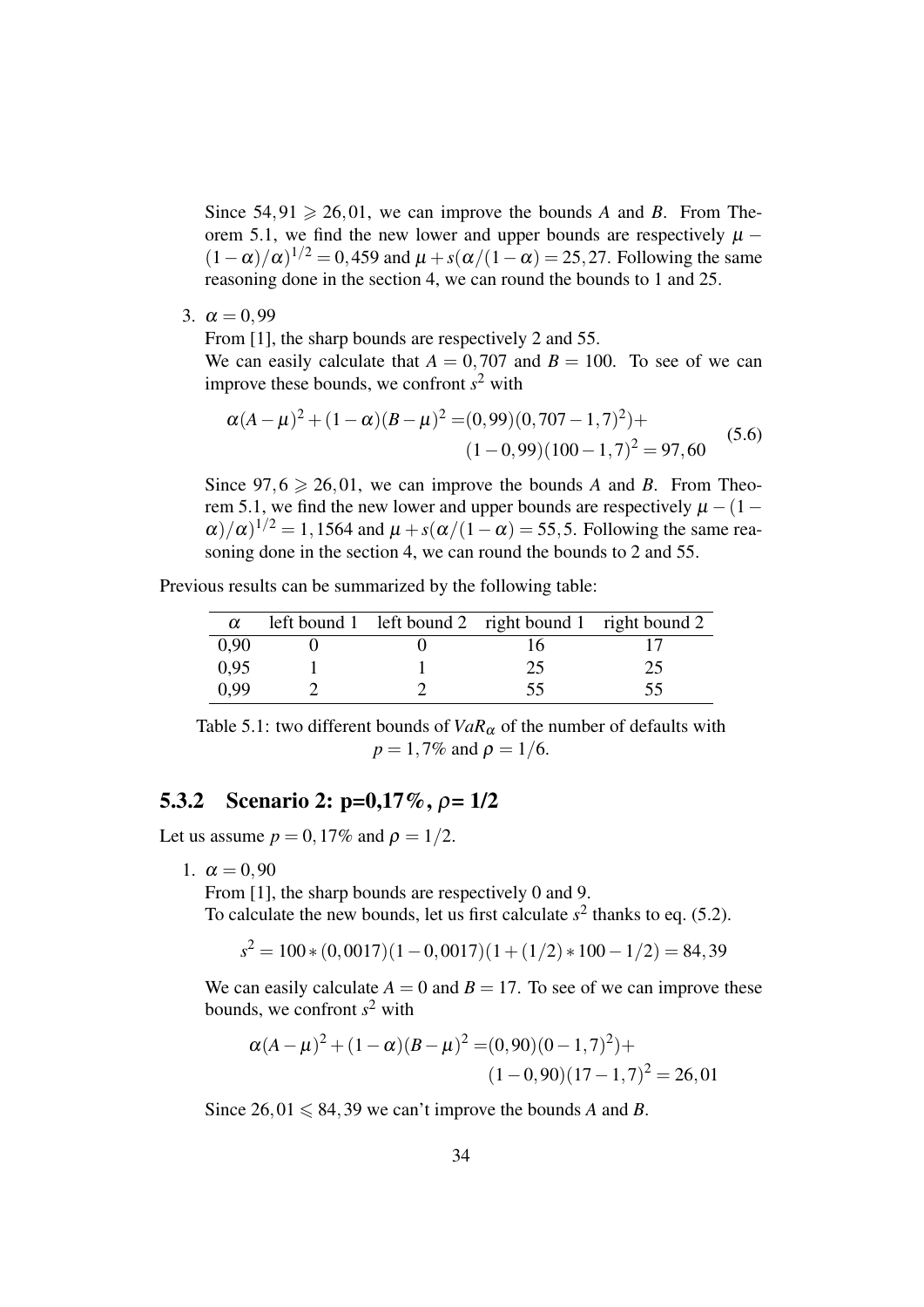Since $54,91 \geqslant 26,01$, we can improve the bounds $A$ and $B$. From Theorem 5.1, we find the new lower and upper bounds are respectively $\mu - (1-\alpha)/\alpha)^{1/2} = 0,459$ and $\mu + s(\alpha/(1-\alpha) = 25,27$. Following the same reasoning done in the section 4, we can round the bounds to 1 and 25.

3. $\alpha = 0,99$

   From [1], the sharp bounds are respectively 2 and 55.

   We can easily calculate that $A = 0,707$ and $B = 100$. To see of we can improve these bounds, we confront $s^2$ with

$$\alpha(A-\mu)^2 + (1-\alpha)(B-\mu)^2 = (0,99)(0,707-1,7)^2) + (1-0,99)(100-1,7)^2 = 97,60 \tag{5.6}$$

   Since $97,6 \geqslant 26,01$, we can improve the bounds $A$ and $B$. From Theorem 5.1, we find the new lower and upper bounds are respectively $\mu - (1-\alpha)/\alpha)^{1/2} = 1,1564$ and $\mu + s(\alpha/(1-\alpha) = 55,5$. Following the same reasoning done in the section 4, we can round the bounds to 2 and 55.

Previous results can be summarized by the following table:

| $\alpha$ | left bound 1 | left bound 2 | right bound 1 | right bound 2 |
|---|---|---|---|---|
| 0,90 | 0 | 0 | 16 | 17 |
| 0,95 | 1 | 1 | 25 | 25 |
| 0,99 | 2 | 2 | 55 | 55 |

Table 5.1: two different bounds of $VaR_\alpha$ of the number of defaults with $p = 1,7\%$ and $\rho = 1/6$.

### 5.3.2 Scenario 2: p=0,17%, $\rho$= 1/2

Let us assume $p = 0,17\%$ and $\rho = 1/2$.

1. $\alpha = 0,90$

   From [1], the sharp bounds are respectively 0 and 9.

   To calculate the new bounds, let us first calculate $s^2$ thanks to eq. (5.2).

$$s^2 = 100 * (0,0017)(1-0,0017)(1+(1/2)*100-1/2) = 84,39$$

   We can easily calculate $A = 0$ and $B = 17$. To see of we can improve these bounds, we confront $s^2$ with

$$\alpha(A-\mu)^2 + (1-\alpha)(B-\mu)^2 = (0,90)(0-1,7)^2) + (1-0,90)(17-1,7)^2 = 26,01$$

   Since $26,01 \leqslant 84,39$ we can't improve the bounds $A$ and $B$.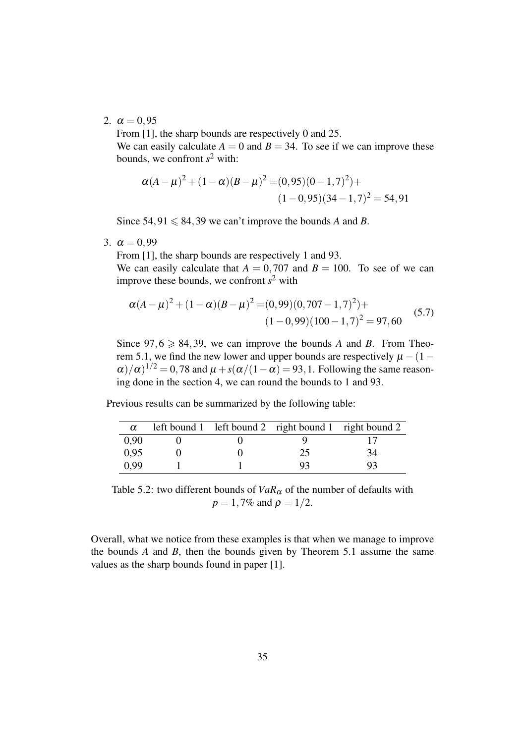2. $\alpha = 0,95$

   From [1], the sharp bounds are respectively 0 and 25.

   We can easily calculate $A = 0$ and $B = 34$. To see if we can improve these bounds, we confront $s^2$ with:

   $$\alpha(A-\mu)^2 + (1-\alpha)(B-\mu)^2 = (0,95)(0-1,7)^2) + (1-0,95)(34-1,7)^2 = 54,91$$

   Since $54,91 \leqslant 84,39$ we can't improve the bounds $A$ and $B$.

3. $\alpha = 0,99$

   From [1], the sharp bounds are respectively 1 and 93.

   We can easily calculate that $A = 0,707$ and $B = 100$. To see of we can improve these bounds, we confront $s^2$ with

   $$\alpha(A-\mu)^2 + (1-\alpha)(B-\mu)^2 = (0,99)(0,707-1,7)^2) + (1-0,99)(100-1,7)^2 = 97,60 \tag{5.7}$$

   Since $97,6 \geqslant 84,39$, we can improve the bounds $A$ and $B$. From Theorem 5.1, we find the new lower and upper bounds are respectively $\mu - (1-\alpha)/\alpha)^{1/2} = 0,78$ and $\mu + s(\alpha/(1-\alpha) = 93,1$. Following the same reasoning done in the section 4, we can round the bounds to 1 and 93.

Previous results can be summarized by the following table:

| $\alpha$ | left bound 1 | left bound 2 | right bound 1 | right bound 2 |
|---|---|---|---|---|
| 0,90 | 0 | 0 | 9 | 17 |
| 0,95 | 0 | 0 | 25 | 34 |
| 0,99 | 1 | 1 | 93 | 93 |

Table 5.2: two different bounds of $VaR_\alpha$ of the number of defaults with $p = 1,7\%$ and $\rho = 1/2$.

Overall, what we notice from these examples is that when we manage to improve the bounds $A$ and $B$, then the bounds given by Theorem 5.1 assume the same values as the sharp bounds found in paper [1].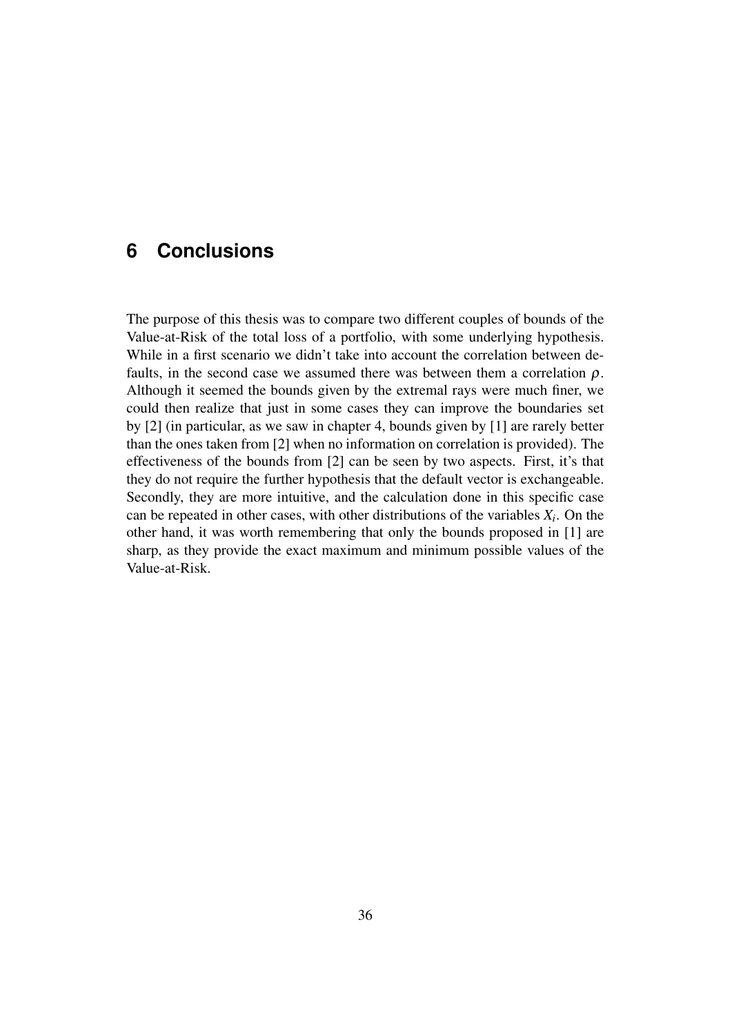# 6 Conclusions

The purpose of this thesis was to compare two different couples of bounds of the Value-at-Risk of the total loss of a portfolio, with some underlying hypothesis. While in a first scenario we didn't take into account the correlation between defaults, in the second case we assumed there was between them a correlation $\rho$. Although it seemed the bounds given by the extremal rays were much finer, we could then realize that just in some cases they can improve the boundaries set by [2] (in particular, as we saw in chapter 4, bounds given by [1] are rarely better than the ones taken from [2] when no information on correlation is provided). The effectiveness of the bounds from [2] can be seen by two aspects. First, it's that they do not require the further hypothesis that the default vector is exchangeable. Secondly, they are more intuitive, and the calculation done in this specific case can be repeated in other cases, with other distributions of the variables $X_i$. On the other hand, it was worth remembering that only the bounds proposed in [1] are sharp, as they provide the exact maximum and minimum possible values of the Value-at-Risk.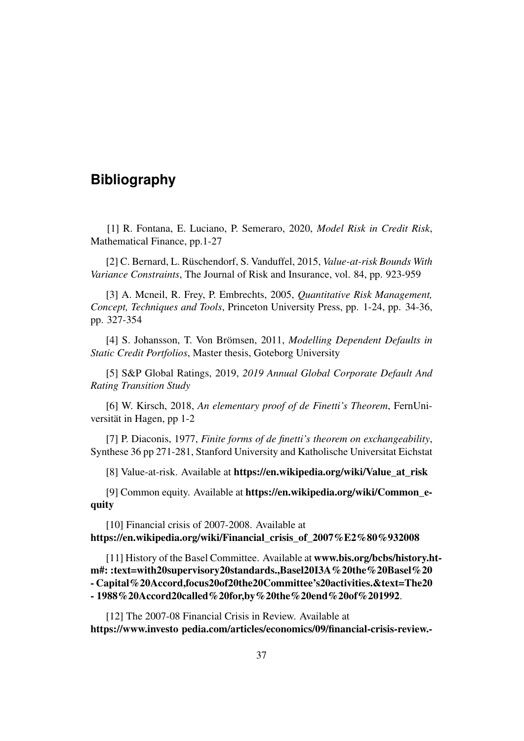# Bibliography

[1] R. Fontana, E. Luciano, P. Semeraro, 2020, *Model Risk in Credit Risk*, Mathematical Finance, pp.1-27

[2] C. Bernard, L. Rüschendorf, S. Vanduffel, 2015, *Value-at-risk Bounds With Variance Constraints*, The Journal of Risk and Insurance, vol. 84, pp. 923-959

[3] A. Mcneil, R. Frey, P. Embrechts, 2005, *Quantitative Risk Management, Concept, Techniques and Tools*, Princeton University Press, pp. 1-24, pp. 34-36, pp. 327-354

[4] S. Johansson, T. Von Brömsen, 2011, *Modelling Dependent Defaults in Static Credit Portfolios*, Master thesis, Goteborg University

[5] S&P Global Ratings, 2019, *2019 Annual Global Corporate Default And Rating Transition Study*

[6] W. Kirsch, 2018, *An elementary proof of de Finetti's Theorem*, FernUniversität in Hagen, pp 1-2

[7] P. Diaconis, 1977, *Finite forms of de finetti's theorem on exchangeability*, Synthese 36 pp 271-281, Stanford University and Katholische Universitat Eichstat

[8] Value-at-risk. Available at **https://en.wikipedia.org/wiki/Value_at_risk**

[9] Common equity. Available at **https://en.wikipedia.org/wiki/Common_equity**

[10] Financial crisis of 2007-2008. Available at **https://en.wikipedia.org/wiki/Financial_crisis_of_2007%E2%80%932008**

[11] History of the Basel Committee. Available at **www.bis.org/bcbs/history.htm#: :text=with20supervisory20standards.,Basel20I3A%20the%20Basel%20 - Capital%20Accord,focus20of20the20Committee's20activities.&text=The20 - 1988%20Accord20called%20for,by%20the%20end%20of%201992**.

[12] The 2007-08 Financial Crisis in Review. Available at **https://www.investo pedia.com/articles/economics/09/financial-crisis-review.-**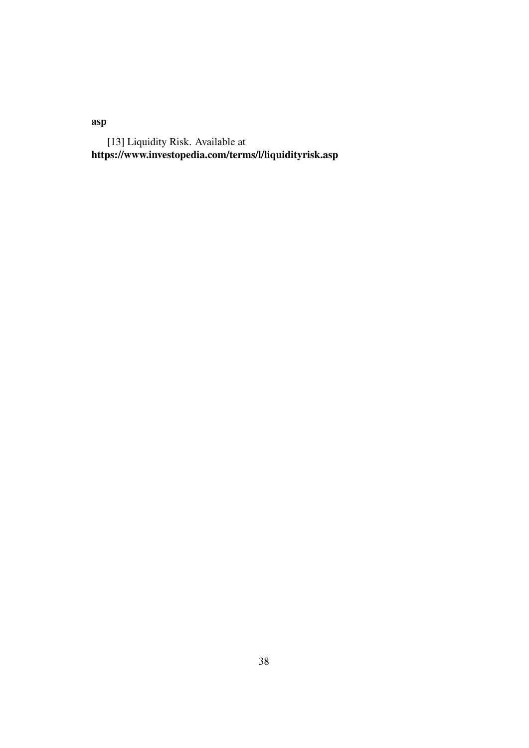**asp**

[13] Liquidity Risk. Available at
**https://www.investopedia.com/terms/l/liquidityrisk.asp**